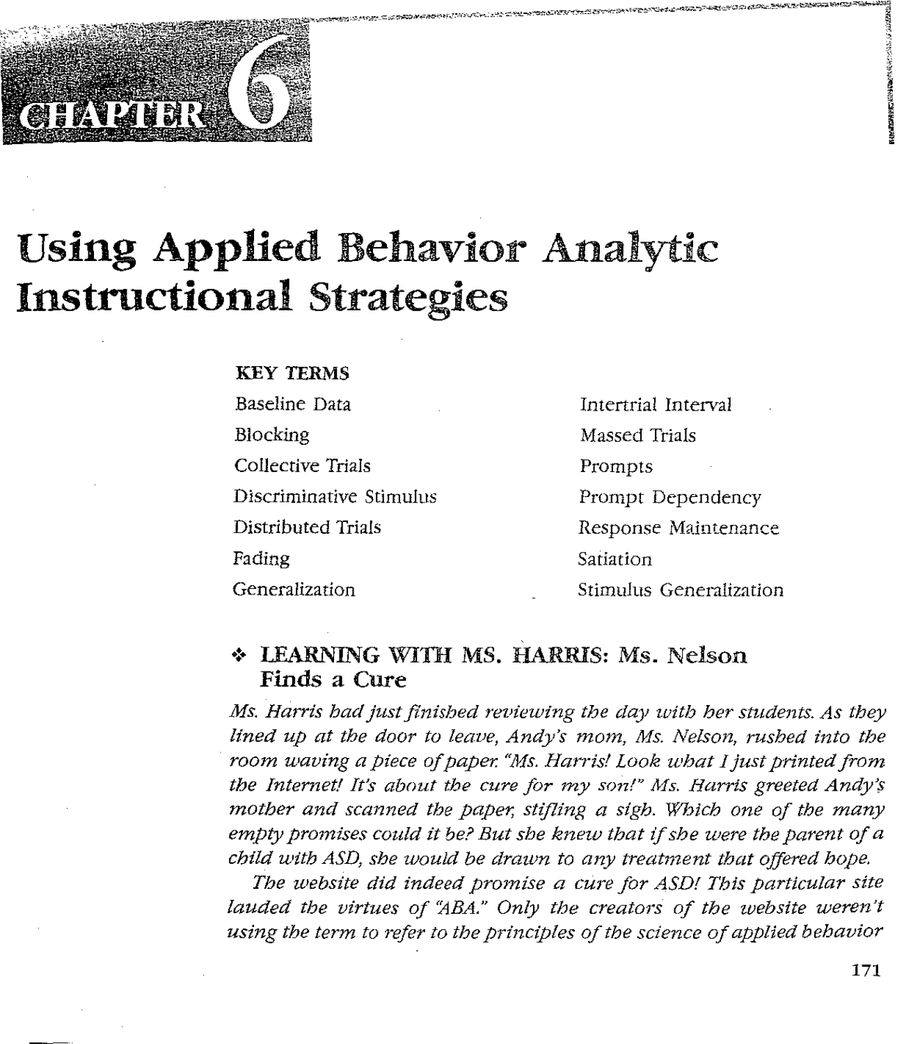# CHAPTER 6

# Using Applied Behavior Analytic Instructional Strategies

**KEY TERMS**

- Baseline Data
- Blocking
- Collective Trials
- Discriminative Stimulus
- Distributed Trials
- Fading
- Generalization
- Intertrial Interval
- Massed Trials
- Prompts
- Prompt Dependency
- Response Maintenance
- Satiation
- Stimulus Generalization

## ❖ LEARNING WITH MS. HARRIS: Ms. Nelson Finds a Cure

*Ms. Harris had just finished reviewing the day with her students. As they lined up at the door to leave, Andy's mom, Ms. Nelson, rushed into the room waving a piece of paper. "Ms. Harris! Look what I just printed from the Internet! It's about the cure for my son!" Ms. Harris greeted Andy's mother and scanned the paper, stifling a sigh. Which one of the many empty promises could it be? But she knew that if she were the parent of a child with ASD, she would be drawn to any treatment that offered hope.*

*The website did indeed promise a cure for ASD! This particular site lauded the virtues of "ABA." Only the creators of the website weren't using the term to refer to the principles of the science of applied behavior*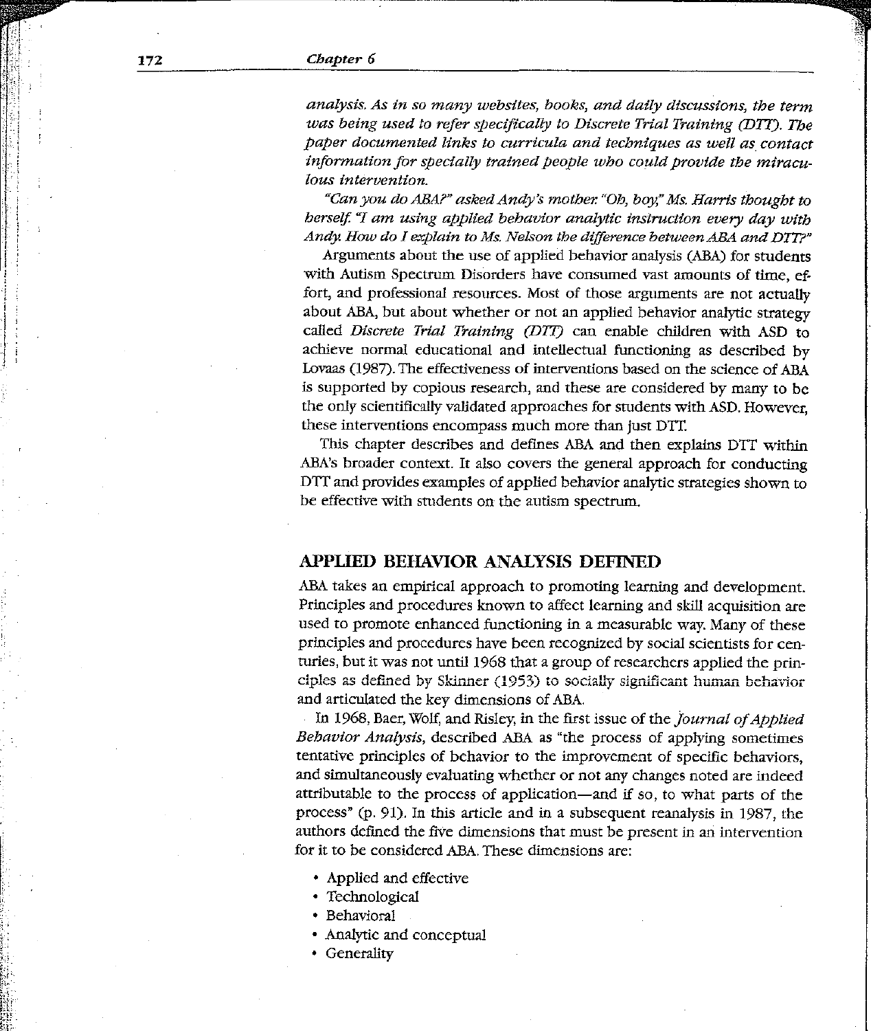*analysis. As in so many websites, books, and daily discussions, the term was being used to refer specifically to Discrete Trial Training (DTT). The paper documented links to curricula and techniques as well as contact information for specially trained people who could provide the miraculous intervention.*

*"Can you do ABA?" asked Andy's mother. "Oh, boy," Ms. Harris thought to herself. "I am using applied behavior analytic instruction every day with Andy. How do I explain to Ms. Nelson the difference between ABA and DTT?"*

Arguments about the use of applied behavior analysis (ABA) for students with Autism Spectrum Disorders have consumed vast amounts of time, effort, and professional resources. Most of those arguments are not actually about ABA, but about whether or not an applied behavior analytic strategy called *Discrete Trial Training (DTT)* can enable children with ASD to achieve normal educational and intellectual functioning as described by Lovaas (1987). The effectiveness of interventions based on the science of ABA is supported by copious research, and these are considered by many to be the only scientifically validated approaches for students with ASD. However, these interventions encompass much more than just DTT.

This chapter describes and defines ABA and then explains DTT within ABA's broader context. It also covers the general approach for conducting DTT and provides examples of applied behavior analytic strategies shown to be effective with students on the autism spectrum.

## APPLIED BEHAVIOR ANALYSIS DEFINED

ABA takes an empirical approach to promoting learning and development. Principles and procedures known to affect learning and skill acquisition are used to promote enhanced functioning in a measurable way. Many of these principles and procedures have been recognized by social scientists for centuries, but it was not until 1968 that a group of researchers applied the principles as defined by Skinner (1953) to socially significant human behavior and articulated the key dimensions of ABA.

In 1968, Baer, Wolf, and Risley, in the first issue of the *Journal of Applied Behavior Analysis*, described ABA as "the process of applying sometimes tentative principles of behavior to the improvement of specific behaviors, and simultaneously evaluating whether or not any changes noted are indeed attributable to the process of application—and if so, to what parts of the process" (p. 91). In this article and in a subsequent reanalysis in 1987, the authors defined the five dimensions that must be present in an intervention for it to be considered ABA. These dimensions are:

- Applied and effective
- Technological
- Behavioral
- Analytic and conceptual
- Generality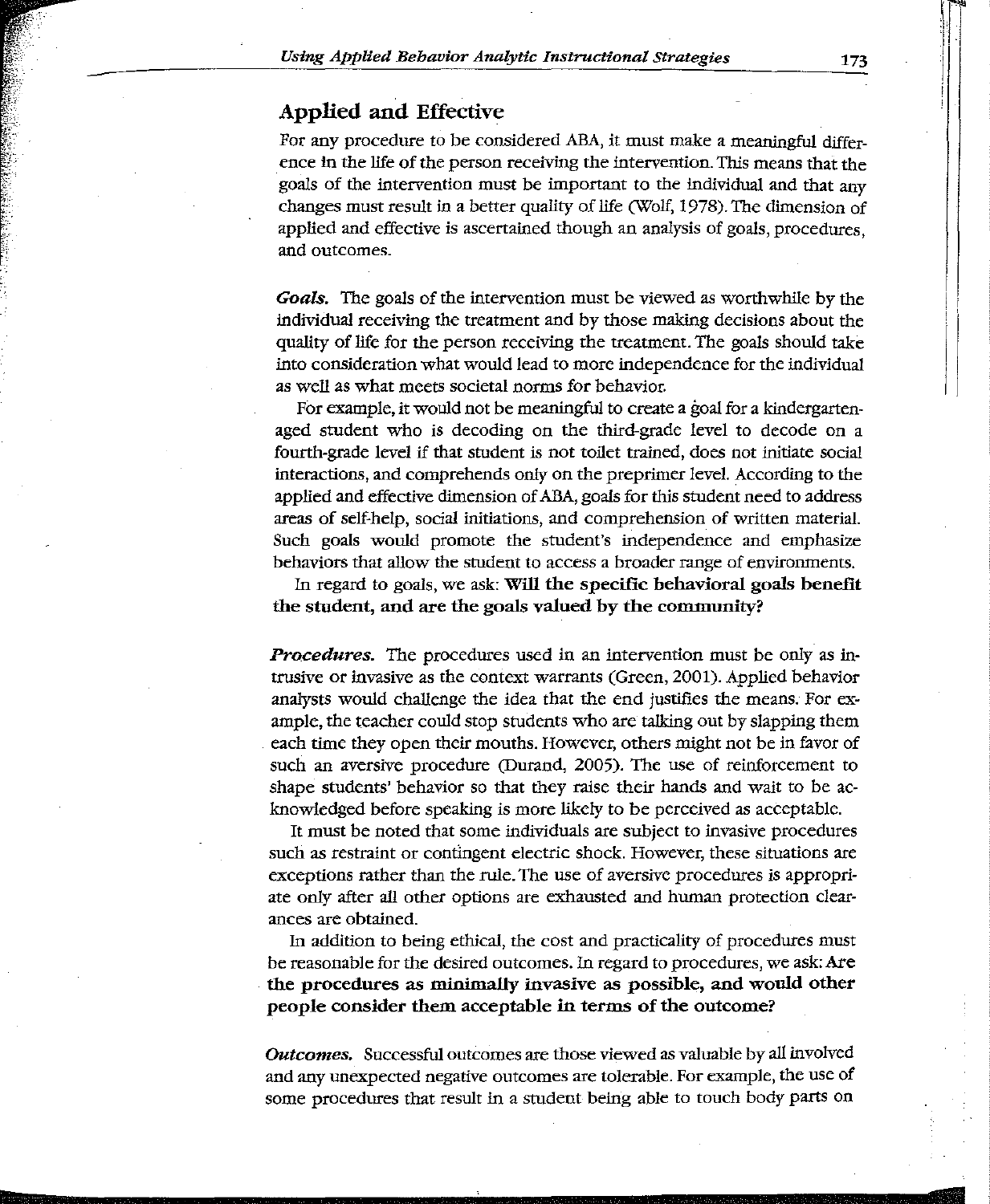## Applied and Effective

For any procedure to be considered ABA, it must make a meaningful difference in the life of the person receiving the intervention. This means that the goals of the intervention must be important to the individual and that any changes must result in a better quality of life (Wolf, 1978). The dimension of applied and effective is ascertained though an analysis of goals, procedures, and outcomes.

***Goals.*** The goals of the intervention must be viewed as worthwhile by the individual receiving the treatment and by those making decisions about the quality of life for the person receiving the treatment. The goals should take into consideration what would lead to more independence for the individual as well as what meets societal norms for behavior.

For example, it would not be meaningful to create a goal for a kindergarten-aged student who is decoding on the third-grade level to decode on a fourth-grade level if that student is not toilet trained, does not initiate social interactions, and comprehends only on the preprimer level. According to the applied and effective dimension of ABA, goals for this student need to address areas of self-help, social initiations, and comprehension of written material. Such goals would promote the student's independence and emphasize behaviors that allow the student to access a broader range of environments.

In regard to goals, we ask: **Will the specific behavioral goals benefit the student, and are the goals valued by the community?**

***Procedures.*** The procedures used in an intervention must be only as intrusive or invasive as the context warrants (Green, 2001). Applied behavior analysts would challenge the idea that the end justifies the means. For example, the teacher could stop students who are talking out by slapping them each time they open their mouths. However, others might not be in favor of such an aversive procedure (Durand, 2005). The use of reinforcement to shape students' behavior so that they raise their hands and wait to be acknowledged before speaking is more likely to be perceived as acceptable.

It must be noted that some individuals are subject to invasive procedures such as restraint or contingent electric shock. However, these situations are exceptions rather than the rule. The use of aversive procedures is appropriate only after all other options are exhausted and human protection clearances are obtained.

In addition to being ethical, the cost and practicality of procedures must be reasonable for the desired outcomes. In regard to procedures, we ask: **Are the procedures as minimally invasive as possible, and would other people consider them acceptable in terms of the outcome?**

***Outcomes.*** Successful outcomes are those viewed as valuable by all involved and any unexpected negative outcomes are tolerable. For example, the use of some procedures that result in a student being able to touch body parts on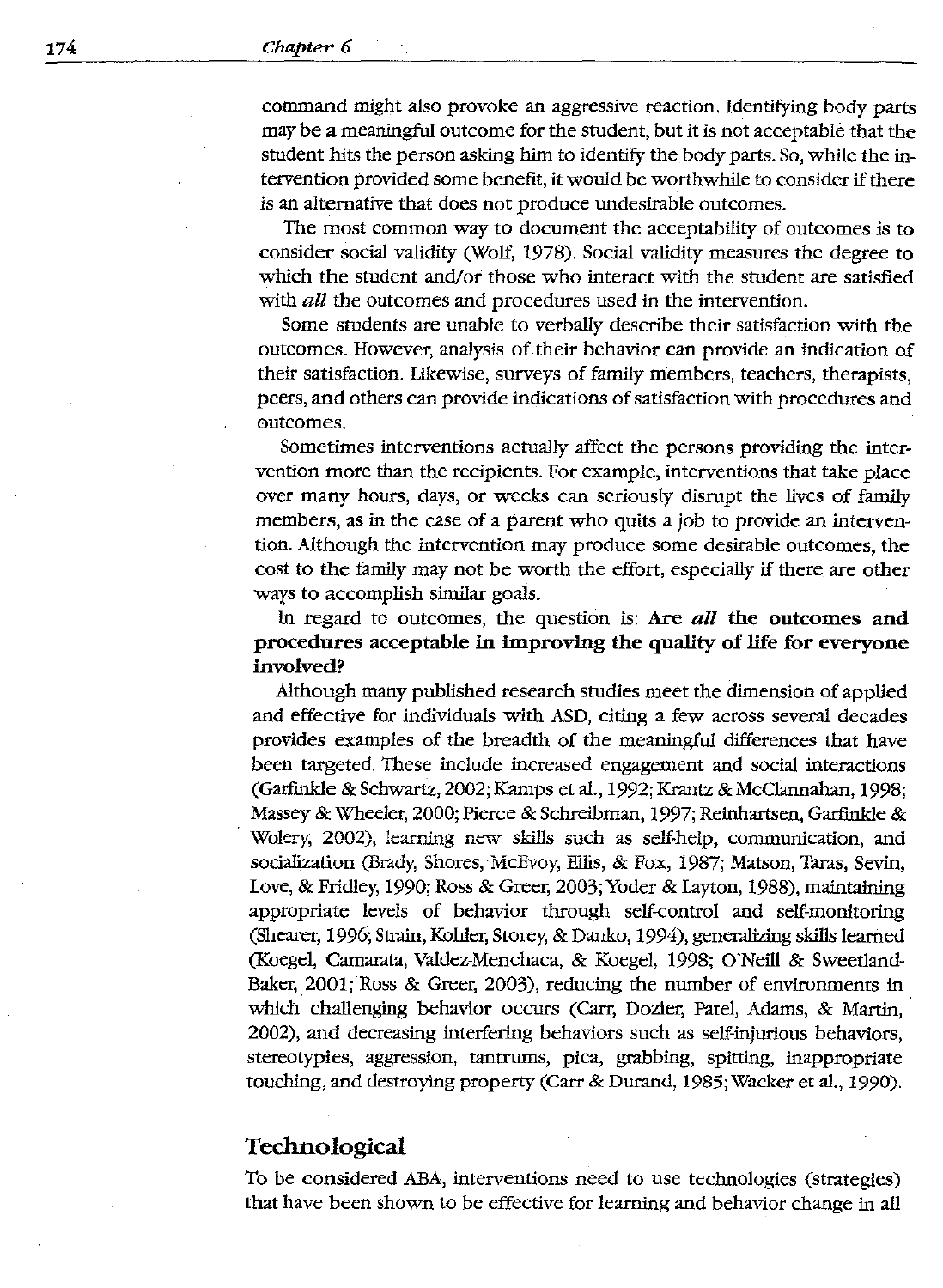command might also provoke an aggressive reaction. Identifying body parts may be a meaningful outcome for the student, but it is not acceptable that the student hits the person asking him to identify the body parts. So, while the intervention provided some benefit, it would be worthwhile to consider if there is an alternative that does not produce undesirable outcomes.

The most common way to document the acceptability of outcomes is to consider social validity (Wolf, 1978). Social validity measures the degree to which the student and/or those who interact with the student are satisfied with *all* the outcomes and procedures used in the intervention.

Some students are unable to verbally describe their satisfaction with the outcomes. However, analysis of their behavior can provide an indication of their satisfaction. Likewise, surveys of family members, teachers, therapists, peers, and others can provide indications of satisfaction with procedures and outcomes.

Sometimes interventions actually affect the persons providing the intervention more than the recipients. For example, interventions that take place over many hours, days, or weeks can seriously disrupt the lives of family members, as in the case of a parent who quits a job to provide an intervention. Although the intervention may produce some desirable outcomes, the cost to the family may not be worth the effort, especially if there are other ways to accomplish similar goals.

In regard to outcomes, the question is: **Are *all* the outcomes and procedures acceptable in improving the quality of life for everyone involved?**

Although many published research studies meet the dimension of applied and effective for individuals with ASD, citing a few across several decades provides examples of the breadth of the meaningful differences that have been targeted. These include increased engagement and social interactions (Garfinkle & Schwartz, 2002; Kamps et al., 1992; Krantz & McClannahan, 1998; Massey & Wheeler, 2000; Pierce & Schreibman, 1997; Reinhartsen, Garfinkle & Wolery, 2002), learning new skills such as self-help, communication, and socialization (Brady, Shores, McEvoy, Ellis, & Fox, 1987; Matson, Taras, Sevin, Love, & Fridley, 1990; Ross & Greer, 2003; Yoder & Layton, 1988), maintaining appropriate levels of behavior through self-control and self-monitoring (Shearer, 1996; Strain, Kohler, Storey, & Danko, 1994), generalizing skills learned (Koegel, Camarata, Valdez-Menchaca, & Koegel, 1998; O'Neill & Sweetland-Baker, 2001; Ross & Greer, 2003), reducing the number of environments in which challenging behavior occurs (Carr, Dozier, Patel, Adams, & Martin, 2002), and decreasing interfering behaviors such as self-injurious behaviors, stereotypies, aggression, tantrums, pica, grabbing, spitting, inappropriate touching, and destroying property (Carr & Durand, 1985; Wacker et al., 1990).

## Technological

To be considered ABA, interventions need to use technologies (strategies) that have been shown to be effective for learning and behavior change in all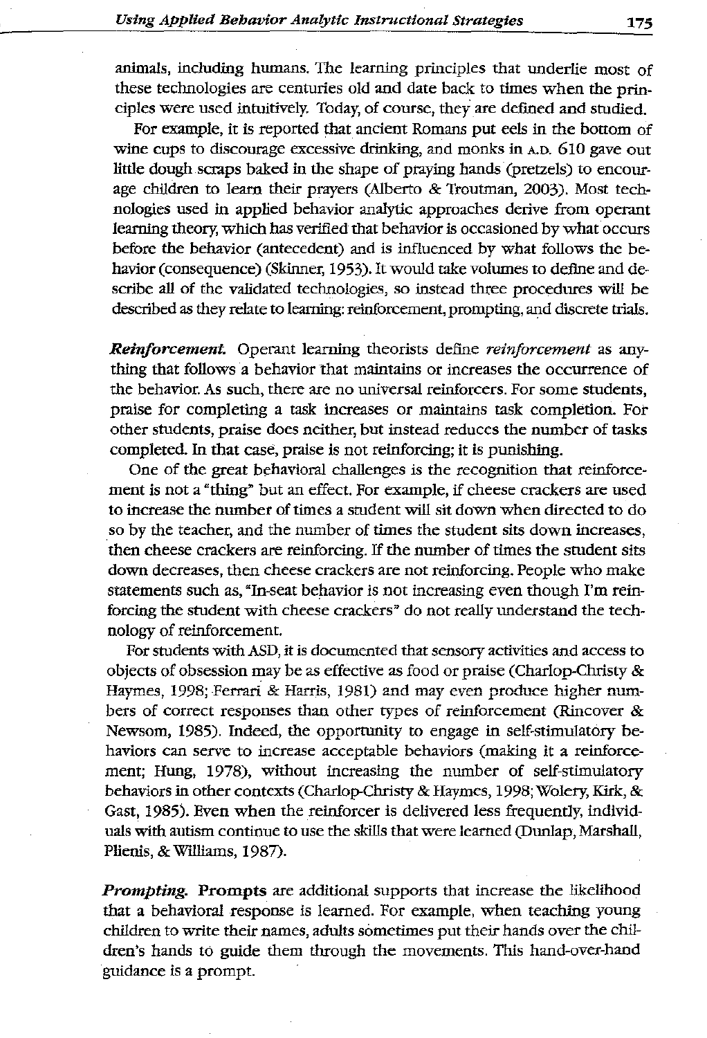animals, including humans. The learning principles that underlie most of these technologies are centuries old and date back to times when the principles were used intuitively. Today, of course, they are defined and studied.

For example, it is reported that ancient Romans put eels in the bottom of wine cups to discourage excessive drinking, and monks in A.D. 610 gave out little dough scraps baked in the shape of praying hands (pretzels) to encourage children to learn their prayers (Alberto & Troutman, 2003). Most technologies used in applied behavior analytic approaches derive from operant learning theory, which has verified that behavior is occasioned by what occurs before the behavior (antecedent) and is influenced by what follows the behavior (consequence) (Skinner, 1953). It would take volumes to define and describe all of the validated technologies, so instead three procedures will be described as they relate to learning: reinforcement, prompting, and discrete trials.

***Reinforcement.*** Operant learning theorists define *reinforcement* as anything that follows a behavior that maintains or increases the occurrence of the behavior. As such, there are no universal reinforcers. For some students, praise for completing a task increases or maintains task completion. For other students, praise does neither, but instead reduces the number of tasks completed. In that case, praise is not reinforcing; it is punishing.

One of the great behavioral challenges is the recognition that reinforcement is not a "thing" but an effect. For example, if cheese crackers are used to increase the number of times a student will sit down when directed to do so by the teacher, and the number of times the student sits down increases, then cheese crackers are reinforcing. If the number of times the student sits down decreases, then cheese crackers are not reinforcing. People who make statements such as, "In-seat behavior is not increasing even though I'm reinforcing the student with cheese crackers" do not really understand the technology of reinforcement.

For students with ASD, it is documented that sensory activities and access to objects of obsession may be as effective as food or praise (Charlop-Christy & Haymes, 1998; Ferrari & Harris, 1981) and may even produce higher numbers of correct responses than other types of reinforcement (Rincover & Newsom, 1985). Indeed, the opportunity to engage in self-stimulatory behaviors can serve to increase acceptable behaviors (making it a reinforcement; Hung, 1978), without increasing the number of self-stimulatory behaviors in other contexts (Charlop-Christy & Haymes, 1998; Wolery, Kirk, & Gast, 1985). Even when the reinforcer is delivered less frequently, individuals with autism continue to use the skills that were learned (Dunlap, Marshall, Plienis, & Williams, 1987).

***Prompting.*** **Prompts** are additional supports that increase the likelihood that a behavioral response is learned. For example, when teaching young children to write their names, adults sometimes put their hands over the children's hands to guide them through the movements. This hand-over-hand guidance is a prompt.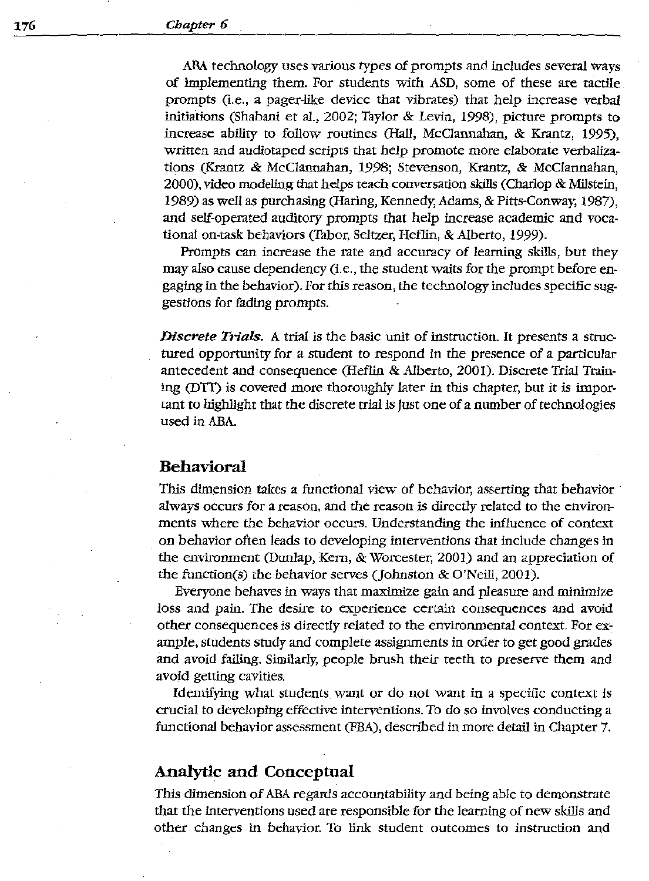ABA technology uses various types of prompts and includes several ways of implementing them. For students with ASD, some of these are tactile prompts (i.e., a pager-like device that vibrates) that help increase verbal initiations (Shabani et al., 2002; Taylor & Levin, 1998), picture prompts to increase ability to follow routines (Hall, McClannahan, & Krantz, 1995), written and audiotaped scripts that help promote more elaborate verbalizations (Krantz & McClannahan, 1998; Stevenson, Krantz, & McClannahan, 2000), video modeling that helps teach conversation skills (Charlop & Milstein, 1989) as well as purchasing (Haring, Kennedy, Adams, & Pitts-Conway, 1987), and self-operated auditory prompts that help increase academic and vocational on-task behaviors (Tabor, Seltzer, Heflin, & Alberto, 1999).

Prompts can increase the rate and accuracy of learning skills, but they may also cause dependency (i.e., the student waits for the prompt before engaging in the behavior). For this reason, the technology includes specific suggestions for fading prompts.

***Discrete Trials.*** A trial is the basic unit of instruction. It presents a structured opportunity for a student to respond in the presence of a particular antecedent and consequence (Heflin & Alberto, 2001). Discrete Trial Training (DTT) is covered more thoroughly later in this chapter, but it is important to highlight that the discrete trial is just one of a number of technologies used in ABA.

## Behavioral

This dimension takes a functional view of behavior, asserting that behavior always occurs for a reason, and the reason is directly related to the environments where the behavior occurs. Understanding the influence of context on behavior often leads to developing interventions that include changes in the environment (Dunlap, Kern, & Worcester, 2001) and an appreciation of the function(s) the behavior serves (Johnston & O'Neill, 2001).

Everyone behaves in ways that maximize gain and pleasure and minimize loss and pain. The desire to experience certain consequences and avoid other consequences is directly related to the environmental context. For example, students study and complete assignments in order to get good grades and avoid failing. Similarly, people brush their teeth to preserve them and avoid getting cavities.

Identifying what students want or do not want in a specific context is crucial to developing effective interventions. To do so involves conducting a functional behavior assessment (FBA), described in more detail in Chapter 7.

## Analytic and Conceptual

This dimension of ABA regards accountability and being able to demonstrate that the interventions used are responsible for the learning of new skills and other changes in behavior. To link student outcomes to instruction and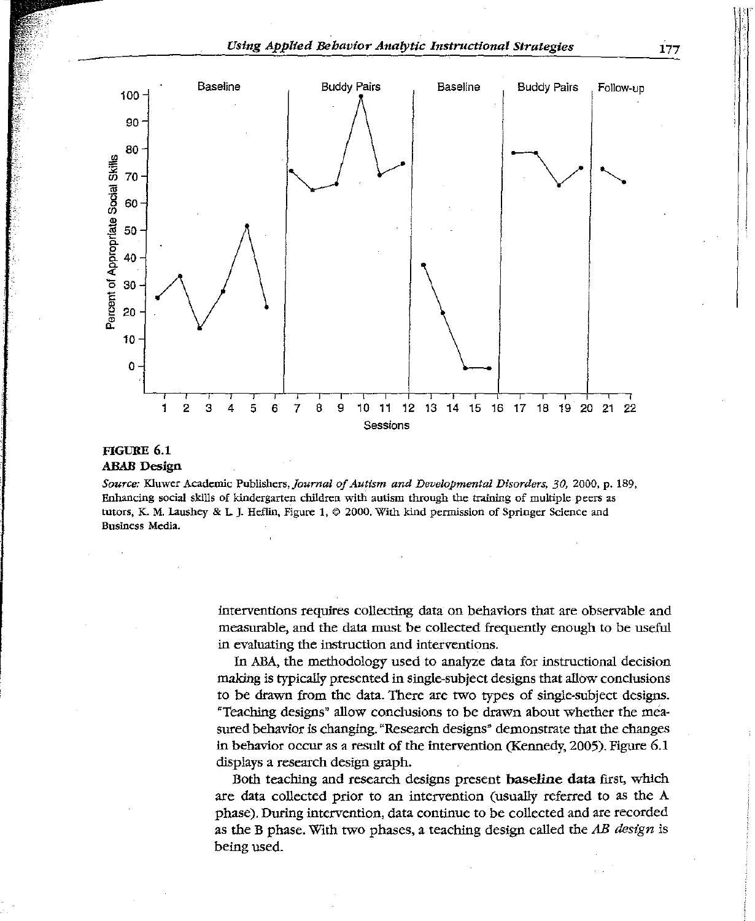Baseline

Buddy Pairs

Baseline

Buddy Pairs

Follow-up

100

90

80

70

60

50

40

30

20

10

0

Percent of Appropriate Social Skills

1 2 3 4 5 6 7 8 9 10 11 12 13 14 15 16 17 18 19 20 21 22

Sessions

**FIGURE 6.1**
**ABAB Design**

*Source:* Kluwer Academic Publishers, *Journal of Autism and Developmental Disorders, 30,* 2000, p. 189, Enhancing social skills of kindergarten children with autism through the training of multiple peers as tutors, K. M. Laushey & L. J. Heflin, Figure 1, © 2000. With kind permission of Springer Science and Business Media.

interventions requires collecting data on behaviors that are observable and measurable, and the data must be collected frequently enough to be useful in evaluating the instruction and interventions.

In ABA, the methodology used to analyze data for instructional decision making is typically presented in single-subject designs that allow conclusions to be drawn from the data. There are two types of single-subject designs. "Teaching designs" allow conclusions to be drawn about whether the measured behavior is changing. "Research designs" demonstrate that the changes in behavior occur as a result of the intervention (Kennedy, 2005). Figure 6.1 displays a research design graph.

Both teaching and research designs present **baseline data** first, which are data collected prior to an intervention (usually referred to as the A phase). During intervention, data continue to be collected and are recorded as the B phase. With two phases, a teaching design called the ***AB design*** is being used.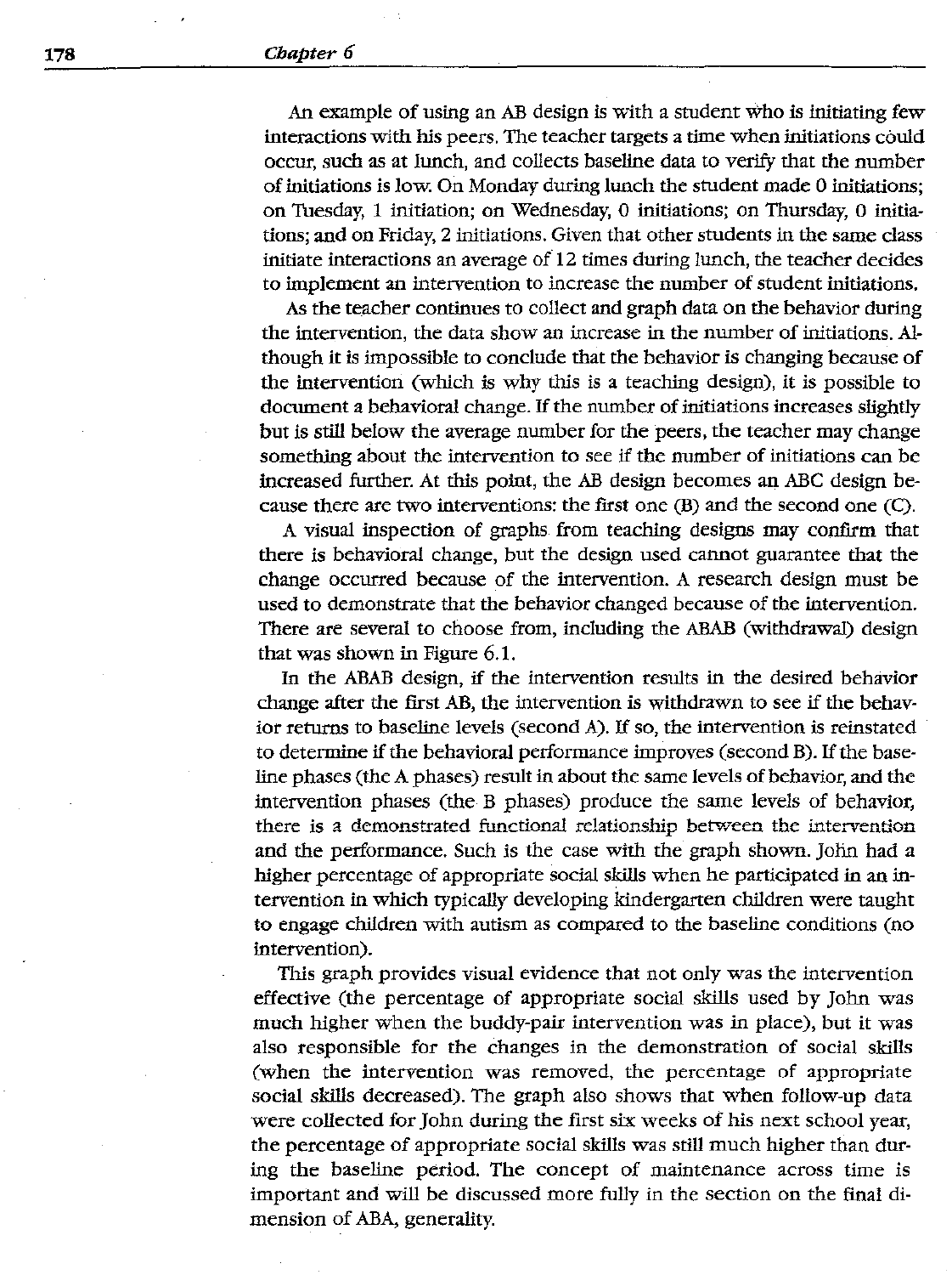An example of using an AB design is with a student who is initiating few interactions with his peers. The teacher targets a time when initiations could occur, such as at lunch, and collects baseline data to verify that the number of initiations is low. On Monday during lunch the student made 0 initiations; on Tuesday, 1 initiation; on Wednesday, 0 initiations; on Thursday, 0 initiations; and on Friday, 2 initiations. Given that other students in the same class initiate interactions an average of 12 times during lunch, the teacher decides to implement an intervention to increase the number of student initiations.

As the teacher continues to collect and graph data on the behavior during the intervention, the data show an increase in the number of initiations. Although it is impossible to conclude that the behavior is changing because of the intervention (which is why this is a teaching design), it is possible to document a behavioral change. If the number of initiations increases slightly but is still below the average number for the peers, the teacher may change something about the intervention to see if the number of initiations can be increased further. At this point, the AB design becomes an ABC design because there are two interventions: the first one (B) and the second one (C).

A visual inspection of graphs from teaching designs may confirm that there is behavioral change, but the design used cannot guarantee that the change occurred because of the intervention. A research design must be used to demonstrate that the behavior changed because of the intervention. There are several to choose from, including the ABAB (withdrawal) design that was shown in Figure 6.1.

In the ABAB design, if the intervention results in the desired behavior change after the first AB, the intervention is withdrawn to see if the behavior returns to baseline levels (second A). If so, the intervention is reinstated to determine if the behavioral performance improves (second B). If the baseline phases (the A phases) result in about the same levels of behavior, and the intervention phases (the B phases) produce the same levels of behavior, there is a demonstrated functional relationship between the intervention and the performance. Such is the case with the graph shown. John had a higher percentage of appropriate social skills when he participated in an intervention in which typically developing kindergarten children were taught to engage children with autism as compared to the baseline conditions (no intervention).

This graph provides visual evidence that not only was the intervention effective (the percentage of appropriate social skills used by John was much higher when the buddy-pair intervention was in place), but it was also responsible for the changes in the demonstration of social skills (when the intervention was removed, the percentage of appropriate social skills decreased). The graph also shows that when follow-up data were collected for John during the first six weeks of his next school year, the percentage of appropriate social skills was still much higher than during the baseline period. The concept of maintenance across time is important and will be discussed more fully in the section on the final dimension of ABA, generality.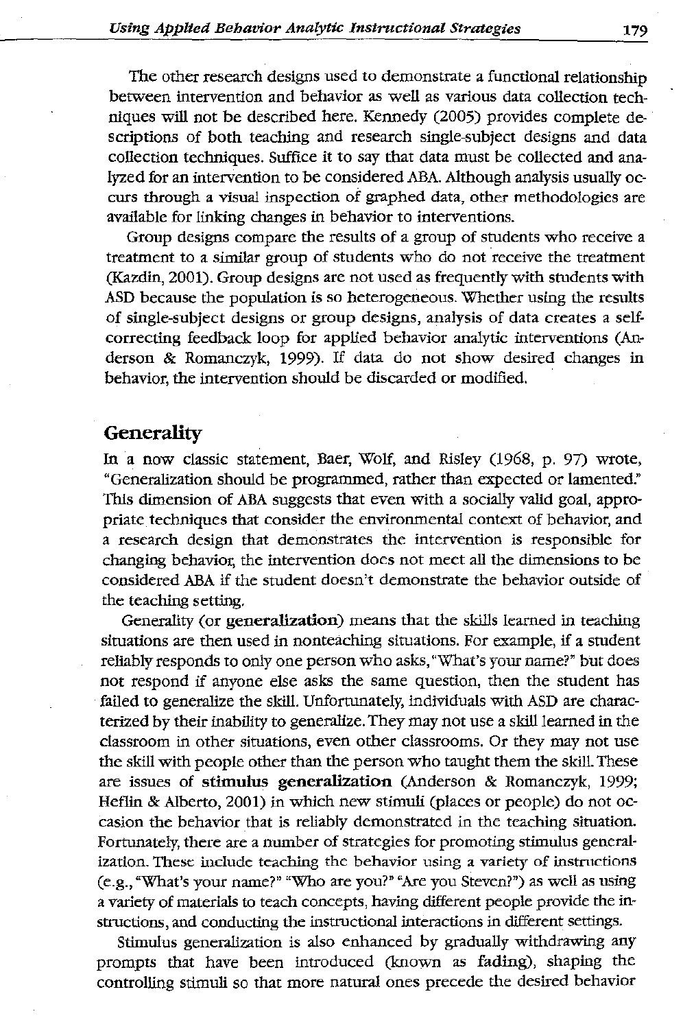The other research designs used to demonstrate a functional relationship between intervention and behavior as well as various data collection techniques will not be described here. Kennedy (2005) provides complete descriptions of both teaching and research single-subject designs and data collection techniques. Suffice it to say that data must be collected and analyzed for an intervention to be considered ABA. Although analysis usually occurs through a visual inspection of graphed data, other methodologies are available for linking changes in behavior to interventions.

Group designs compare the results of a group of students who receive a treatment to a similar group of students who do not receive the treatment (Kazdin, 2001). Group designs are not used as frequently with students with ASD because the population is so heterogeneous. Whether using the results of single-subject designs or group designs, analysis of data creates a self-correcting feedback loop for applied behavior analytic interventions (Anderson & Romanczyk, 1999). If data do not show desired changes in behavior, the intervention should be discarded or modified.

## Generality

In a now classic statement, Baer, Wolf, and Risley (1968, p. 97) wrote, "Generalization should be programmed, rather than expected or lamented." This dimension of ABA suggests that even with a socially valid goal, appropriate techniques that consider the environmental context of behavior, and a research design that demonstrates the intervention is responsible for changing behavior, the intervention does not meet all the dimensions to be considered ABA if the student doesn't demonstrate the behavior outside of the teaching setting.

Generality (or **generalization**) means that the skills learned in teaching situations are then used in nonteaching situations. For example, if a student reliably responds to only one person who asks, "What's your name?" but does not respond if anyone else asks the same question, then the student has failed to generalize the skill. Unfortunately, individuals with ASD are characterized by their inability to generalize. They may not use a skill learned in the classroom in other situations, even other classrooms. Or they may not use the skill with people other than the person who taught them the skill. These are issues of **stimulus generalization** (Anderson & Romanczyk, 1999; Heflin & Alberto, 2001) in which new stimuli (places or people) do not occasion the behavior that is reliably demonstrated in the teaching situation. Fortunately, there are a number of strategies for promoting stimulus generalization. These include teaching the behavior using a variety of instructions (e.g., "What's your name?" "Who are you?" "Are you Steven?") as well as using a variety of materials to teach concepts, having different people provide the instructions, and conducting the instructional interactions in different settings.

Stimulus generalization is also enhanced by gradually withdrawing any prompts that have been introduced (known as **fading**), shaping the controlling stimuli so that more natural ones precede the desired behavior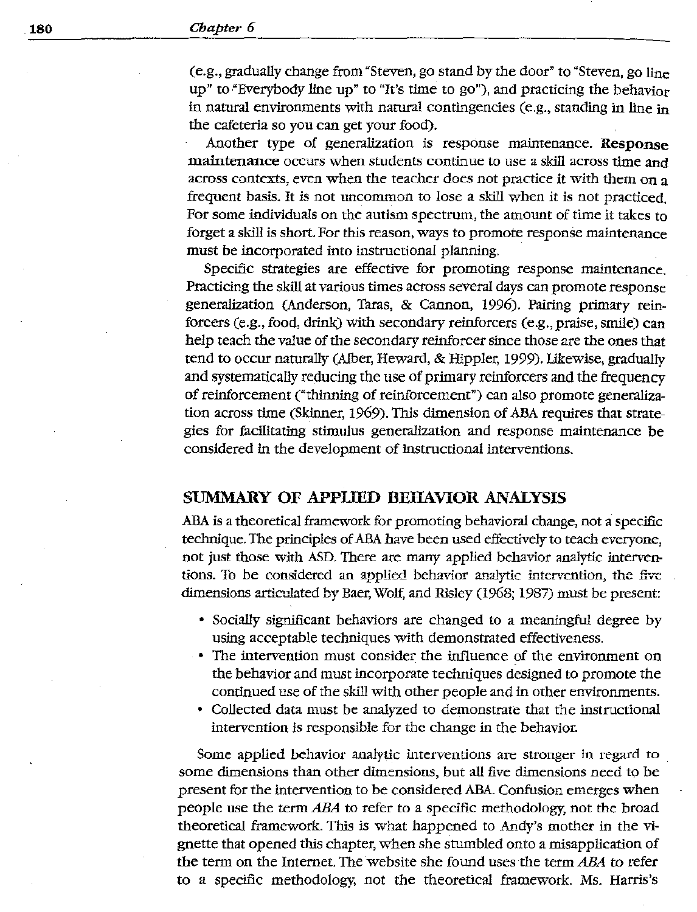(e.g., gradually change from "Steven, go stand by the door" to "Steven, go line up" to "Everybody line up" to "It's time to go"), and practicing the behavior in natural environments with natural contingencies (e.g., standing in line in the cafeteria so you can get your food).

Another type of generalization is response maintenance. **Response maintenance** occurs when students continue to use a skill across time and across contexts, even when the teacher does not practice it with them on a frequent basis. It is not uncommon to lose a skill when it is not practiced. For some individuals on the autism spectrum, the amount of time it takes to forget a skill is short. For this reason, ways to promote response maintenance must be incorporated into instructional planning.

Specific strategies are effective for promoting response maintenance. Practicing the skill at various times across several days can promote response generalization (Anderson, Taras, & Cannon, 1996). Pairing primary reinforcers (e.g., food, drink) with secondary reinforcers (e.g., praise, smile) can help teach the value of the secondary reinforcer since those are the ones that tend to occur naturally (Alber, Heward, & Hippler, 1999). Likewise, gradually and systematically reducing the use of primary reinforcers and the frequency of reinforcement ("thinning of reinforcement") can also promote generalization across time (Skinner, 1969). This dimension of ABA requires that strategies for facilitating stimulus generalization and response maintenance be considered in the development of instructional interventions.

## SUMMARY OF APPLIED BEHAVIOR ANALYSIS

ABA is a theoretical framework for promoting behavioral change, not a specific technique. The principles of ABA have been used effectively to teach everyone, not just those with ASD. There are many applied behavior analytic interventions. To be considered an applied behavior analytic intervention, the five dimensions articulated by Baer, Wolf, and Risley (1968; 1987) must be present:

- Socially significant behaviors are changed to a meaningful degree by using acceptable techniques with demonstrated effectiveness.
- The intervention must consider the influence of the environment on the behavior and must incorporate techniques designed to promote the continued use of the skill with other people and in other environments.
- Collected data must be analyzed to demonstrate that the instructional intervention is responsible for the change in the behavior.

Some applied behavior analytic interventions are stronger in regard to some dimensions than other dimensions, but all five dimensions need to be present for the intervention to be considered ABA. Confusion emerges when people use the term *ABA* to refer to a specific methodology, not the broad theoretical framework. This is what happened to Andy's mother in the vignette that opened this chapter, when she stumbled onto a misapplication of the term on the Internet. The website she found uses the term *ABA* to refer to a specific methodology, not the theoretical framework. Ms. Harris's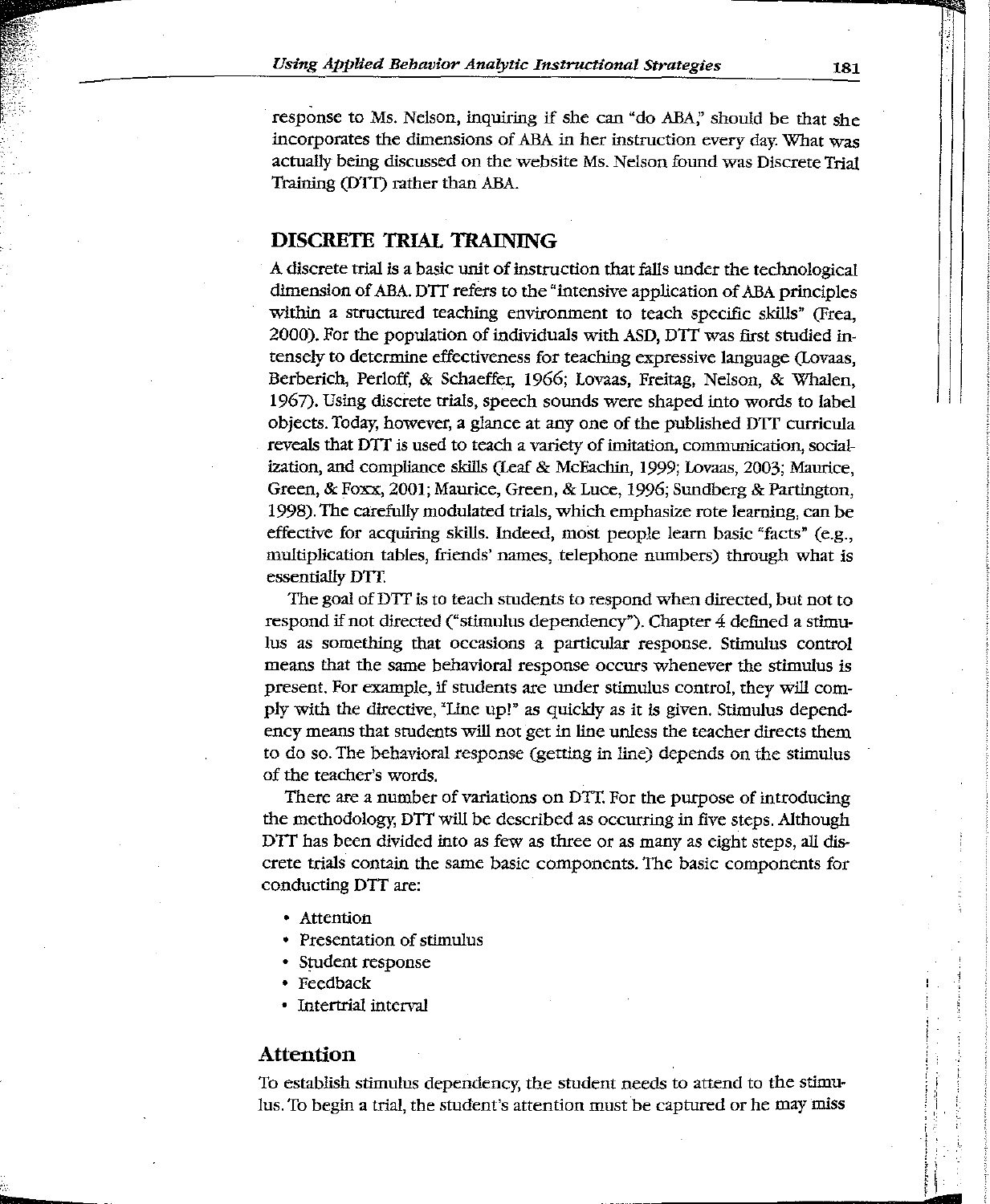response to Ms. Nelson, inquiring if she can "do ABA," should be that she incorporates the dimensions of ABA in her instruction every day. What was actually being discussed on the website Ms. Nelson found was Discrete Trial Training (DTT) rather than ABA.

## DISCRETE TRIAL TRAINING

A discrete trial is a basic unit of instruction that falls under the technological dimension of ABA. DTT refers to the "intensive application of ABA principles within a structured teaching environment to teach specific skills" (Frea, 2000). For the population of individuals with ASD, DTT was first studied intensely to determine effectiveness for teaching expressive language (Lovaas, Berberich, Perloff, & Schaeffer, 1966; Lovaas, Freitag, Nelson, & Whalen, 1967). Using discrete trials, speech sounds were shaped into words to label objects. Today, however, a glance at any one of the published DTT curricula reveals that DTT is used to teach a variety of imitation, communication, socialization, and compliance skills (Leaf & McEachin, 1999; Lovaas, 2003; Maurice, Green, & Foxx, 2001; Maurice, Green, & Luce, 1996; Sundberg & Partington, 1998). The carefully modulated trials, which emphasize rote learning, can be effective for acquiring skills. Indeed, most people learn basic "facts" (e.g., multiplication tables, friends' names, telephone numbers) through what is essentially DTT.

The goal of DTT is to teach students to respond when directed, but not to respond if not directed ("stimulus dependency"). Chapter 4 defined a stimulus as something that occasions a particular response. Stimulus control means that the same behavioral response occurs whenever the stimulus is present. For example, if students are under stimulus control, they will comply with the directive, "Line up!" as quickly as it is given. Stimulus dependency means that students will not get in line unless the teacher directs them to do so. The behavioral response (getting in line) depends on the stimulus of the teacher's words.

There are a number of variations on DTT. For the purpose of introducing the methodology, DTT will be described as occurring in five steps. Although DTT has been divided into as few as three or as many as eight steps, all discrete trials contain the same basic components. The basic components for conducting DTT are:

- Attention
- Presentation of stimulus
- Student response
- Feedback
- Intertrial interval

### Attention

To establish stimulus dependency, the student needs to attend to the stimulus. To begin a trial, the student's attention must be captured or he may miss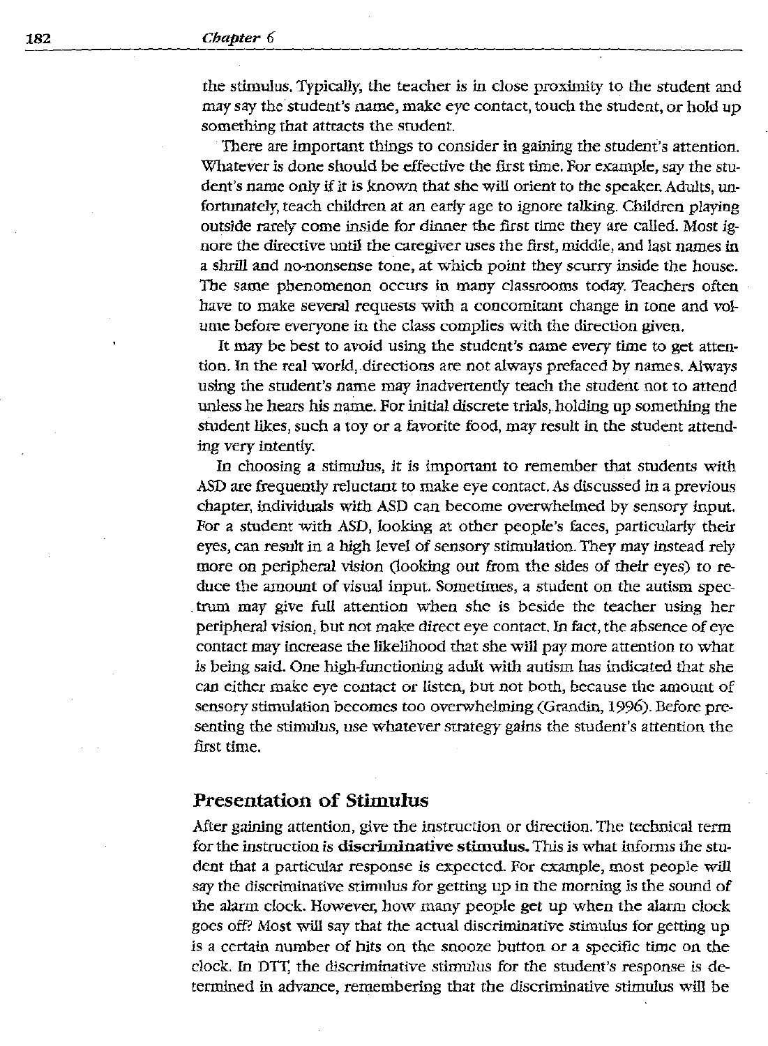the stimulus. Typically, the teacher is in close proximity to the student and may say the student's name, make eye contact, touch the student, or hold up something that attracts the student.

There are important things to consider in gaining the student's attention. Whatever is done should be effective the first time. For example, say the student's name only if it is known that she will orient to the speaker. Adults, unfortunately, teach children at an early age to ignore talking. Children playing outside rarely come inside for dinner the first time they are called. Most ignore the directive until the caregiver uses the first, middle, and last names in a shrill and no-nonsense tone, at which point they scurry inside the house. The same phenomenon occurs in many classrooms today. Teachers often have to make several requests with a concomitant change in tone and volume before everyone in the class complies with the direction given.

It may be best to avoid using the student's name every time to get attention. In the real world, directions are not always prefaced by names. Always using the student's name may inadvertently teach the student not to attend unless he hears his name. For initial discrete trials, holding up something the student likes, such a toy or a favorite food, may result in the student attending very intently.

In choosing a stimulus, it is important to remember that students with ASD are frequently reluctant to make eye contact. As discussed in a previous chapter, individuals with ASD can become overwhelmed by sensory input. For a student with ASD, looking at other people's faces, particularly their eyes, can result in a high level of sensory stimulation. They may instead rely more on peripheral vision (looking out from the sides of their eyes) to reduce the amount of visual input. Sometimes, a student on the autism spectrum may give full attention when she is beside the teacher using her peripheral vision, but not make direct eye contact. In fact, the absence of eye contact may increase the likelihood that she will pay more attention to what is being said. One high-functioning adult with autism has indicated that she can either make eye contact or listen, but not both, because the amount of sensory stimulation becomes too overwhelming (Grandin, 1996). Before presenting the stimulus, use whatever strategy gains the student's attention the first time.

## Presentation of Stimulus

After gaining attention, give the instruction or direction. The technical term for the instruction is **discriminative stimulus.** This is what informs the student that a particular response is expected. For example, most people will say the discriminative stimulus for getting up in the morning is the sound of the alarm clock. However, how many people get up when the alarm clock goes off? Most will say that the actual discriminative stimulus for getting up is a certain number of hits on the snooze button or a specific time on the clock. In DTT, the discriminative stimulus for the student's response is determined in advance, remembering that the discriminative stimulus will be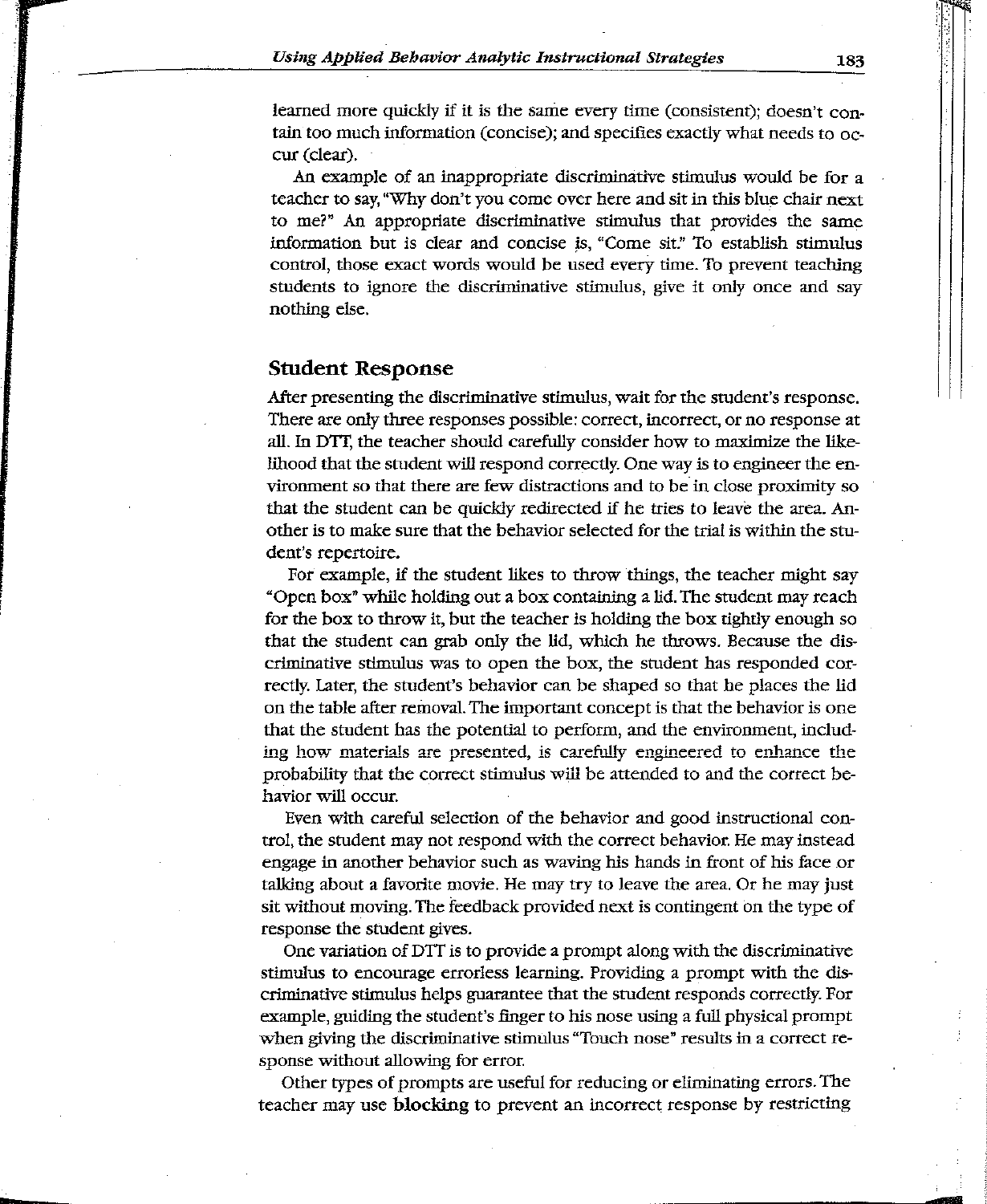learned more quickly if it is the same every time (consistent); doesn't contain too much information (concise); and specifies exactly what needs to occur (clear).

An example of an inappropriate discriminative stimulus would be for a teacher to say, "Why don't you come over here and sit in this blue chair next to me?" An appropriate discriminative stimulus that provides the same information but is clear and concise is, "Come sit." To establish stimulus control, those exact words would be used every time. To prevent teaching students to ignore the discriminative stimulus, give it only once and say nothing else.

## Student Response

After presenting the discriminative stimulus, wait for the student's response. There are only three responses possible: correct, incorrect, or no response at all. In DTT, the teacher should carefully consider how to maximize the likelihood that the student will respond correctly. One way is to engineer the environment so that there are few distractions and to be in close proximity so that the student can be quickly redirected if he tries to leave the area. Another is to make sure that the behavior selected for the trial is within the student's repertoire.

For example, if the student likes to throw things, the teacher might say "Open box" while holding out a box containing a lid. The student may reach for the box to throw it, but the teacher is holding the box tightly enough so that the student can grab only the lid, which he throws. Because the discriminative stimulus was to open the box, the student has responded correctly. Later, the student's behavior can be shaped so that he places the lid on the table after removal. The important concept is that the behavior is one that the student has the potential to perform, and the environment, including how materials are presented, is carefully engineered to enhance the probability that the correct stimulus will be attended to and the correct behavior will occur.

Even with careful selection of the behavior and good instructional control, the student may not respond with the correct behavior. He may instead engage in another behavior such as waving his hands in front of his face or talking about a favorite movie. He may try to leave the area. Or he may just sit without moving. The feedback provided next is contingent on the type of response the student gives.

One variation of DTT is to provide a prompt along with the discriminative stimulus to encourage errorless learning. Providing a prompt with the discriminative stimulus helps guarantee that the student responds correctly. For example, guiding the student's finger to his nose using a full physical prompt when giving the discriminative stimulus "Touch nose" results in a correct response without allowing for error.

Other types of prompts are useful for reducing or eliminating errors. The teacher may use **blocking** to prevent an incorrect response by restricting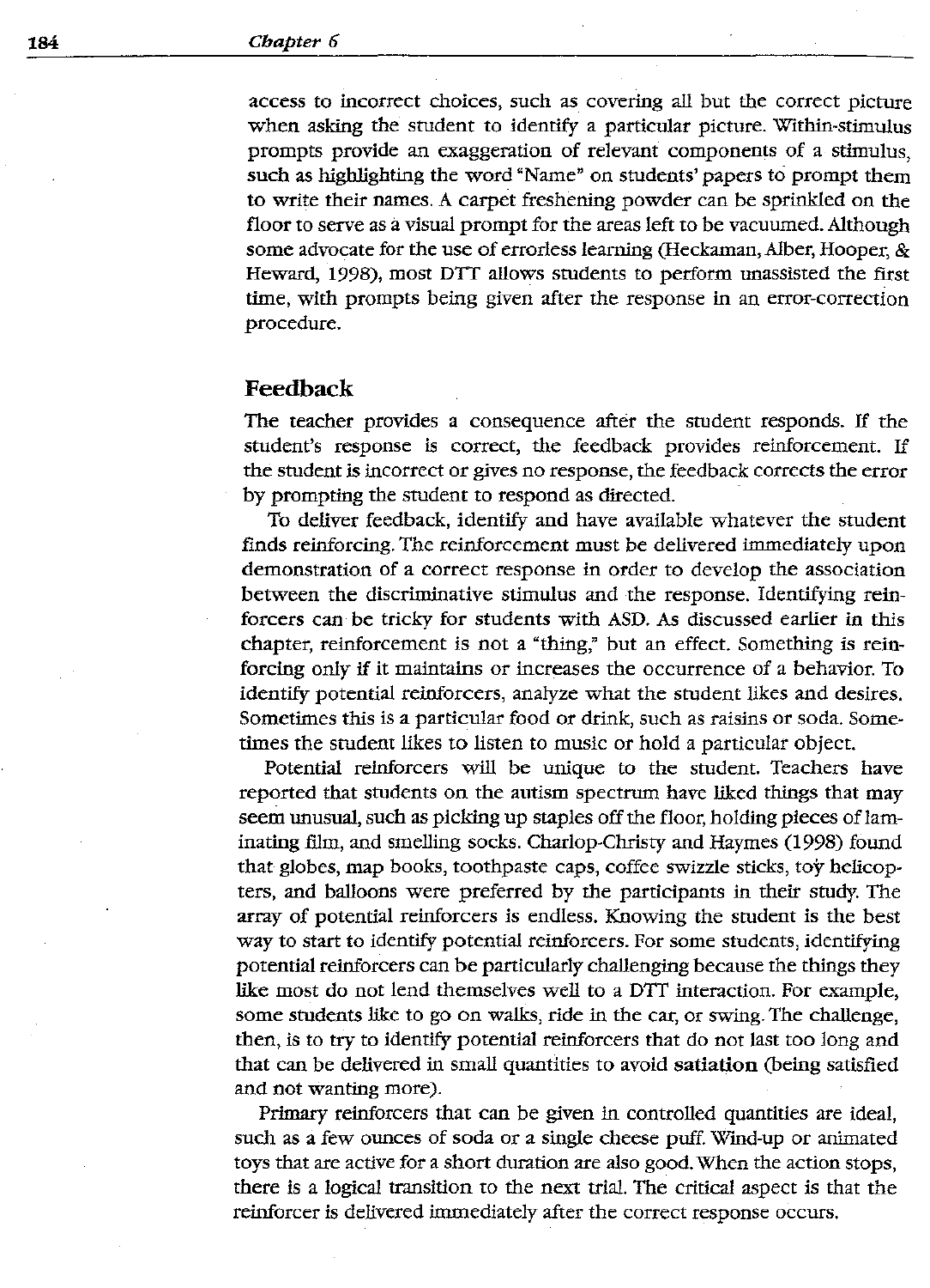access to incorrect choices, such as covering all but the correct picture when asking the student to identify a particular picture. Within-stimulus prompts provide an exaggeration of relevant components of a stimulus, such as highlighting the word "Name" on students' papers to prompt them to write their names. A carpet freshening powder can be sprinkled on the floor to serve as a visual prompt for the areas left to be vacuumed. Although some advocate for the use of errorless learning (Heckaman, Alber, Hooper, & Heward, 1998), most DTT allows students to perform unassisted the first time, with prompts being given after the response in an error-correction procedure.

## Feedback

The teacher provides a consequence after the student responds. If the student's response is correct, the feedback provides reinforcement. If the student is incorrect or gives no response, the feedback corrects the error by prompting the student to respond as directed.

To deliver feedback, identify and have available whatever the student finds reinforcing. The reinforcement must be delivered immediately upon demonstration of a correct response in order to develop the association between the discriminative stimulus and the response. Identifying reinforcers can be tricky for students with ASD. As discussed earlier in this chapter, reinforcement is not a "thing," but an effect. Something is reinforcing only if it maintains or increases the occurrence of a behavior. To identify potential reinforcers, analyze what the student likes and desires. Sometimes this is a particular food or drink, such as raisins or soda. Sometimes the student likes to listen to music or hold a particular object.

Potential reinforcers will be unique to the student. Teachers have reported that students on the autism spectrum have liked things that may seem unusual, such as picking up staples off the floor, holding pieces of laminating film, and smelling socks. Charlop-Christy and Haymes (1998) found that globes, map books, toothpaste caps, coffee swizzle sticks, toy helicopters, and balloons were preferred by the participants in their study. The array of potential reinforcers is endless. Knowing the student is the best way to start to identify potential reinforcers. For some students, identifying potential reinforcers can be particularly challenging because the things they like most do not lend themselves well to a DTT interaction. For example, some students like to go on walks, ride in the car, or swing. The challenge, then, is to try to identify potential reinforcers that do not last too long and that can be delivered in small quantities to avoid **satiation** (being satisfied and not wanting more).

Primary reinforcers that can be given in controlled quantities are ideal, such as a few ounces of soda or a single cheese puff. Wind-up or animated toys that are active for a short duration are also good. When the action stops, there is a logical transition to the next trial. The critical aspect is that the reinforcer is delivered immediately after the correct response occurs.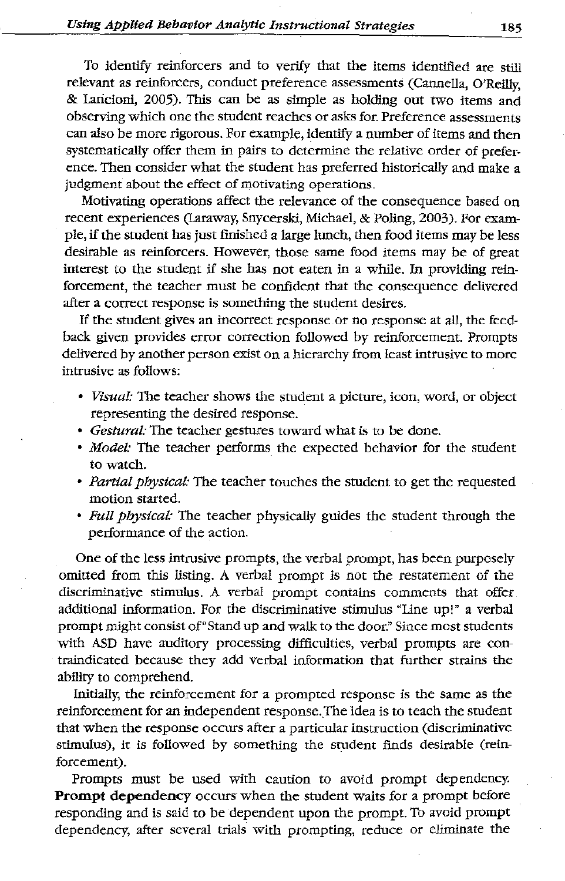To identify reinforcers and to verify that the items identified are still relevant as reinforcers, conduct preference assessments (Cannella, O'Reilly, & Lancioni, 2005). This can be as simple as holding out two items and observing which one the student reaches or asks for. Preference assessments can also be more rigorous. For example, identify a number of items and then systematically offer them in pairs to determine the relative order of preference. Then consider what the student has preferred historically and make a judgment about the effect of motivating operations.

Motivating operations affect the relevance of the consequence based on recent experiences (Laraway, Snycerski, Michael, & Poling, 2003). For example, if the student has just finished a large lunch, then food items may be less desirable as reinforcers. However, those same food items may be of great interest to the student if she has not eaten in a while. In providing reinforcement, the teacher must be confident that the consequence delivered after a correct response is something the student desires.

If the student gives an incorrect response or no response at all, the feedback given provides error correction followed by reinforcement. Prompts delivered by another person exist on a hierarchy from least intrusive to more intrusive as follows:

- *Visual:* The teacher shows the student a picture, icon, word, or object representing the desired response.
- *Gestural:* The teacher gestures toward what is to be done.
- *Model:* The teacher performs the expected behavior for the student to watch.
- *Partial physical:* The teacher touches the student to get the requested motion started.
- *Full physical:* The teacher physically guides the student through the performance of the action.

One of the less intrusive prompts, the verbal prompt, has been purposely omitted from this listing. A verbal prompt is not the restatement of the discriminative stimulus. A verbal prompt contains comments that offer additional information. For the discriminative stimulus "Line up!" a verbal prompt might consist of "Stand up and walk to the door." Since most students with ASD have auditory processing difficulties, verbal prompts are contraindicated because they add verbal information that further strains the ability to comprehend.

Initially, the reinforcement for a prompted response is the same as the reinforcement for an independent response. The idea is to teach the student that when the response occurs after a particular instruction (discriminative stimulus), it is followed by something the student finds desirable (reinforcement).

Prompts must be used with caution to avoid prompt dependency. **Prompt dependency** occurs when the student waits for a prompt before responding and is said to be dependent upon the prompt. To avoid prompt dependency, after several trials with prompting, reduce or eliminate the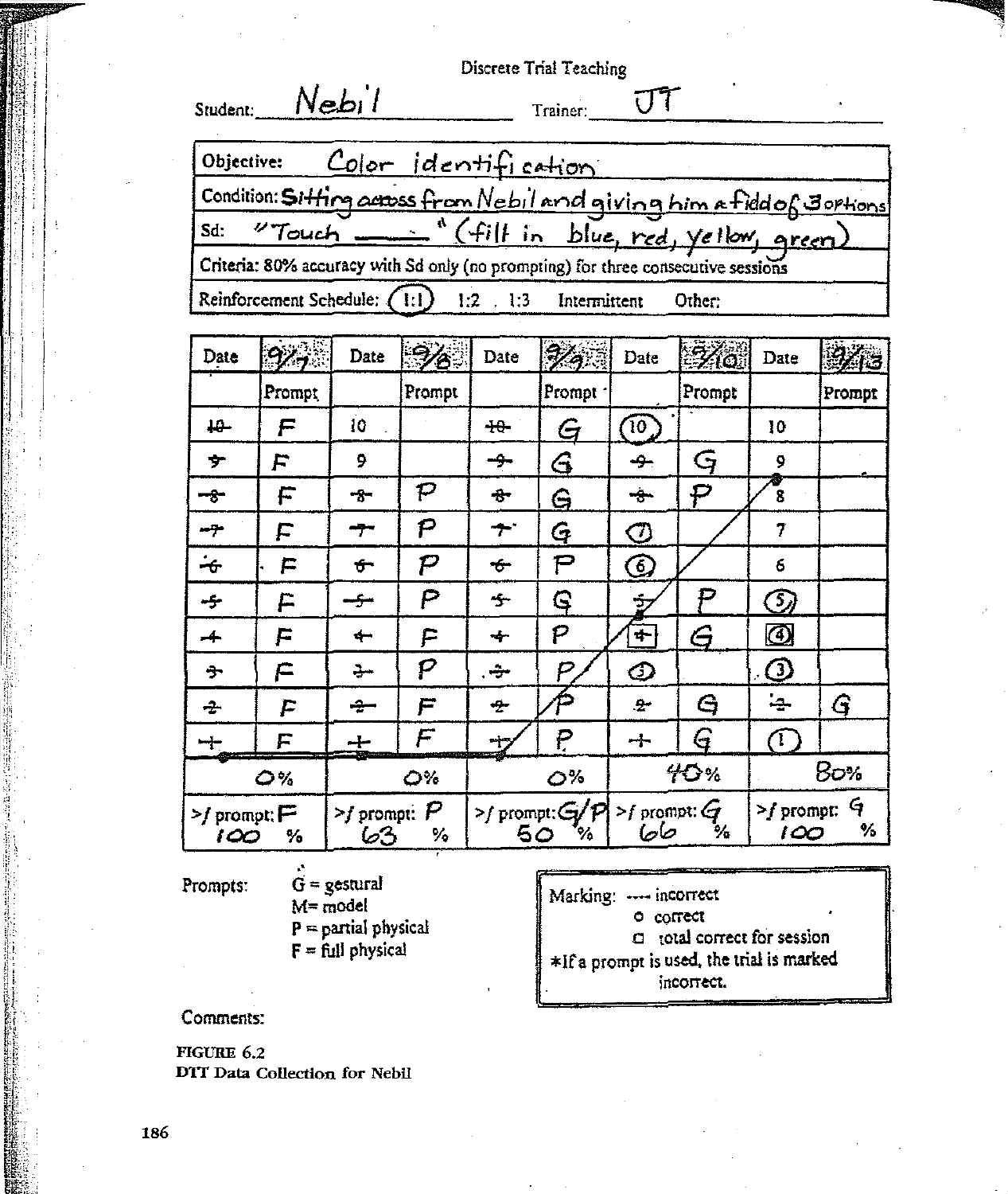Discrete Trial Teaching

Student: Nebil Trainer: JT

| | |
|---|---|
| **Objective:** | Color identification |
| **Condition:** | Sitting across from Nebil and giving him a field of 3 options |
| **Sd:** | "Touch ____" (fill in blue, red, yellow, green) |
| **Criteria:** | 80% accuracy with Sd only (no prompting) for three consecutive sessions |
| **Reinforcement Schedule:** | (1:1) 1:2 1:3 Intermittent Other: |

| Date | 9/7 | Date | 9/8 | Date | 9/9 | Date | 9/10 | Date | 9/13 |
|---|---|---|---|---|---|---|---|---|---|
| | Prompt | | Prompt | | Prompt | | Prompt | | Prompt |
| ~~10~~ | F | 10 | | ~~10~~ | G | (10) | | 10 | |
| ~~9~~ | F | 9 | | ~~9~~ | G | ~~9~~ | G | 9 | |
| ~~8~~ | F | ~~8~~ | P | ~~8~~ | G | ~~8~~ | P | 8 | |
| ~~7~~ | F | ~~7~~ | P | ~~7~~ | G | (7) | | 7 | |
| ~~6~~ | F | ~~6~~ | P | ~~6~~ | P | (6) | | 6 | |
| ~~5~~ | F | ~~5~~ | P | ~~5~~ | G | ~~5~~ | P | (5) | |
| ~~4~~ | F | ~~4~~ | F | ~~4~~ | P | [~~4~~] | G | [(4)] | |
| ~~3~~ | F | ~~3~~ | P | ~~3~~ | P | (3) | | (3) | |
| ~~2~~ | F | ~~2~~ | F | ~~2~~ | P | ~~2~~ | G | ~~2~~ | G |
| ~~1~~ | F | ~~1~~ | F | ~~1~~ | P | ~~1~~ | G | (1) | |
| 0% | | 0% | | 0% | | 40% | | 80% | |
| >/ prompt: F 100 % | | >/ prompt: P 63 % | | >/ prompt: G/P 50 % | | >/ prompt: G 66 % | | >/ prompt: G 100 % | |

Prompts:
G = gestural
M= model
P = partial physical
F = full physical

Marking: ---- incorrect
o correct
□ total correct for session
*If a prompt is used, the trial is marked incorrect.

Comments:

**FIGURE 6.2**
**DTT Data Collection for Nebil**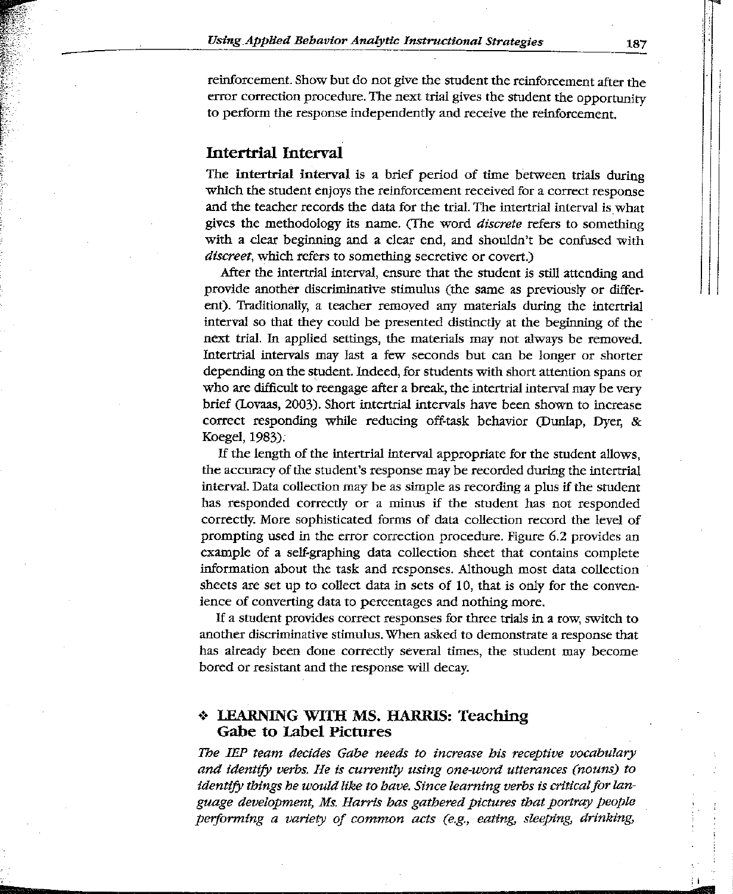reinforcement. Show but do not give the student the reinforcement after the error correction procedure. The next trial gives the student the opportunity to perform the response independently and receive the reinforcement.

## Intertrial Interval

The **intertrial interval** is a brief period of time between trials during which the student enjoys the reinforcement received for a correct response and the teacher records the data for the trial. The intertrial interval is what gives the methodology its name. (The word *discrete* refers to something with a clear beginning and a clear end, and shouldn't be confused with *discreet*, which refers to something secretive or covert.)

After the intertrial interval, ensure that the student is still attending and provide another discriminative stimulus (the same as previously or different). Traditionally, a teacher removed any materials during the intertrial interval so that they could be presented distinctly at the beginning of the next trial. In applied settings, the materials may not always be removed. Intertrial intervals may last a few seconds but can be longer or shorter depending on the student. Indeed, for students with short attention spans or who are difficult to reengage after a break, the intertrial interval may be very brief (Lovaas, 2003). Short intertrial intervals have been shown to increase correct responding while reducing off-task behavior (Dunlap, Dyer, & Koegel, 1983).

If the length of the intertrial interval appropriate for the student allows, the accuracy of the student's response may be recorded during the intertrial interval. Data collection may be as simple as recording a plus if the student has responded correctly or a minus if the student has not responded correctly. More sophisticated forms of data collection record the level of prompting used in the error correction procedure. Figure 6.2 provides an example of a self-graphing data collection sheet that contains complete information about the task and responses. Although most data collection sheets are set up to collect data in sets of 10, that is only for the convenience of converting data to percentages and nothing more.

If a student provides correct responses for three trials in a row, switch to another discriminative stimulus. When asked to demonstrate a response that has already been done correctly several times, the student may become bored or resistant and the response will decay.

## ❖ LEARNING WITH MS. HARRIS: Teaching Gabe to Label Pictures

*The IEP team decides Gabe needs to increase his receptive vocabulary and identify verbs. He is currently using one-word utterances (nouns) to identify things he would like to have. Since learning verbs is critical for language development, Ms. Harris has gathered pictures that portray people performing a variety of common acts (e.g., eating, sleeping, drinking,*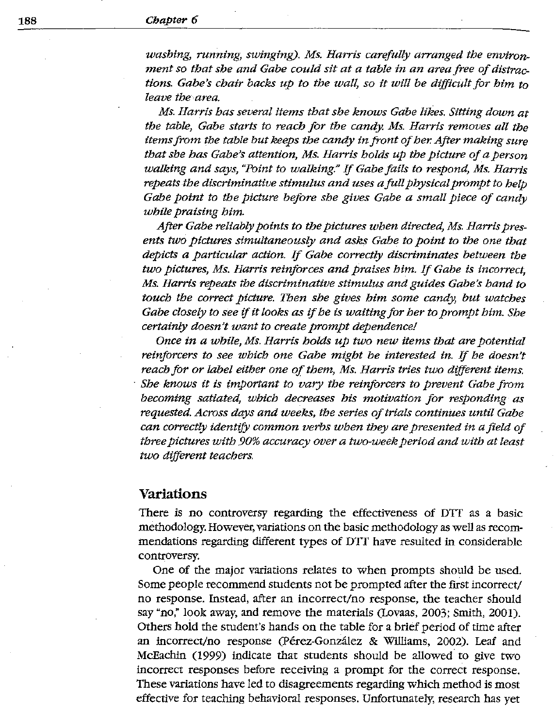*washing, running, swinging). Ms. Harris carefully arranged the environment so that she and Gabe could sit at a table in an area free of distractions. Gabe's chair backs up to the wall, so it will be difficult for him to leave the area.*

*Ms. Harris has several items that she knows Gabe likes. Sitting down at the table, Gabe starts to reach for the candy. Ms. Harris removes all the items from the table but keeps the candy in front of her. After making sure that she has Gabe's attention, Ms. Harris holds up the picture of a person walking and says, "Point to walking." If Gabe fails to respond, Ms. Harris repeats the discriminative stimulus and uses a full physical prompt to help Gabe point to the picture before she gives Gabe a small piece of candy while praising him.*

*After Gabe reliably points to the pictures when directed, Ms. Harris presents two pictures simultaneously and asks Gabe to point to the one that depicts a particular action. If Gabe correctly discriminates between the two pictures, Ms. Harris reinforces and praises him. If Gabe is incorrect, Ms. Harris repeats the discriminative stimulus and guides Gabe's hand to touch the correct picture. Then she gives him some candy, but watches Gabe closely to see if it looks as if he is waiting for her to prompt him. She certainly doesn't want to create prompt dependence!*

*Once in a while, Ms. Harris holds up two new items that are potential reinforcers to see which one Gabe might be interested in. If he doesn't reach for or label either one of them, Ms. Harris tries two different items. She knows it is important to vary the reinforcers to prevent Gabe from becoming satiated, which decreases his motivation for responding as requested. Across days and weeks, the series of trials continues until Gabe can correctly identify common verbs when they are presented in a field of three pictures with 90% accuracy over a two-week period and with at least two different teachers.*

## Variations

There is no controversy regarding the effectiveness of DTT as a basic methodology. However, variations on the basic methodology as well as recommendations regarding different types of DTT have resulted in considerable controversy.

One of the major variations relates to when prompts should be used. Some people recommend students not be prompted after the first incorrect/no response. Instead, after an incorrect/no response, the teacher should say "no," look away, and remove the materials (Lovaas, 2003; Smith, 2001). Others hold the student's hands on the table for a brief period of time after an incorrect/no response (Pérez-González & Williams, 2002). Leaf and McEachin (1999) indicate that students should be allowed to give two incorrect responses before receiving a prompt for the correct response. These variations have led to disagreements regarding which method is most effective for teaching behavioral responses. Unfortunately, research has yet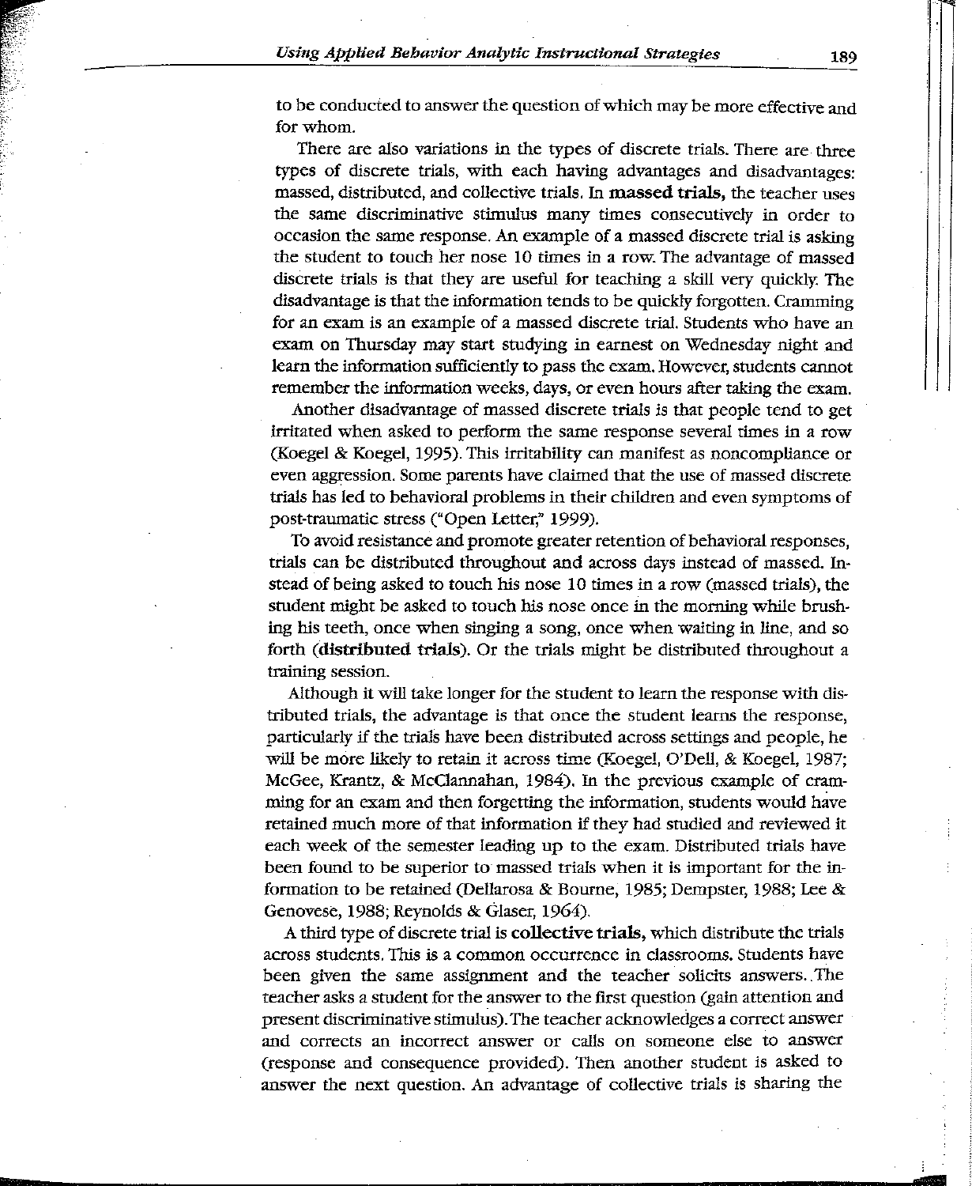to be conducted to answer the question of which may be more effective and for whom.

There are also variations in the types of discrete trials. There are three types of discrete trials, with each having advantages and disadvantages: massed, distributed, and collective trials. In **massed trials,** the teacher uses the same discriminative stimulus many times consecutively in order to occasion the same response. An example of a massed discrete trial is asking the student to touch her nose 10 times in a row. The advantage of massed discrete trials is that they are useful for teaching a skill very quickly. The disadvantage is that the information tends to be quickly forgotten. Cramming for an exam is an example of a massed discrete trial. Students who have an exam on Thursday may start studying in earnest on Wednesday night and learn the information sufficiently to pass the exam. However, students cannot remember the information weeks, days, or even hours after taking the exam.

Another disadvantage of massed discrete trials is that people tend to get irritated when asked to perform the same response several times in a row (Koegel & Koegel, 1995). This irritability can manifest as noncompliance or even aggression. Some parents have claimed that the use of massed discrete trials has led to behavioral problems in their children and even symptoms of post-traumatic stress ("Open Letter," 1999).

To avoid resistance and promote greater retention of behavioral responses, trials can be distributed throughout and across days instead of massed. Instead of being asked to touch his nose 10 times in a row (massed trials), the student might be asked to touch his nose once in the morning while brushing his teeth, once when singing a song, once when waiting in line, and so forth (**distributed trials**). Or the trials might be distributed throughout a training session.

Although it will take longer for the student to learn the response with distributed trials, the advantage is that once the student learns the response, particularly if the trials have been distributed across settings and people, he will be more likely to retain it across time (Koegel, O'Dell, & Koegel, 1987; McGee, Krantz, & McClannahan, 1984). In the previous example of cramming for an exam and then forgetting the information, students would have retained much more of that information if they had studied and reviewed it each week of the semester leading up to the exam. Distributed trials have been found to be superior to massed trials when it is important for the information to be retained (Dellarosa & Bourne, 1985; Dempster, 1988; Lee & Genovese, 1988; Reynolds & Glaser, 1964).

A third type of discrete trial is **collective trials,** which distribute the trials across students. This is a common occurrence in classrooms. Students have been given the same assignment and the teacher solicits answers. The teacher asks a student for the answer to the first question (gain attention and present discriminative stimulus). The teacher acknowledges a correct answer and corrects an incorrect answer or calls on someone else to answer (response and consequence provided). Then another student is asked to answer the next question. An advantage of collective trials is sharing the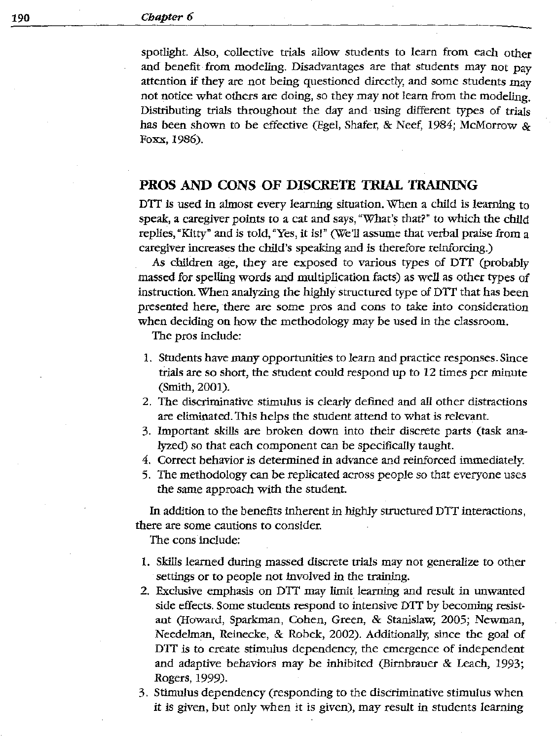spotlight. Also, collective trials allow students to learn from each other and benefit from modeling. Disadvantages are that students may not pay attention if they are not being questioned directly, and some students may not notice what others are doing, so they may not learn from the modeling. Distributing trials throughout the day and using different types of trials has been shown to be effective (Egel, Shafer, & Neef, 1984; McMorrow & Foxx, 1986).

## PROS AND CONS OF DISCRETE TRIAL TRAINING

DTT is used in almost every learning situation. When a child is learning to speak, a caregiver points to a cat and says, "What's that?" to which the child replies, "Kitty" and is told, "Yes, it is!" (We'll assume that verbal praise from a caregiver increases the child's speaking and is therefore reinforcing.)

As children age, they are exposed to various types of DTT (probably massed for spelling words and multiplication facts) as well as other types of instruction. When analyzing the highly structured type of DTT that has been presented here, there are some pros and cons to take into consideration when deciding on how the methodology may be used in the classroom.

The pros include:

1. Students have many opportunities to learn and practice responses. Since trials are so short, the student could respond up to 12 times per minute (Smith, 2001).
2. The discriminative stimulus is clearly defined and all other distractions are eliminated. This helps the student attend to what is relevant.
3. Important skills are broken down into their discrete parts (task analyzed) so that each component can be specifically taught.
4. Correct behavior is determined in advance and reinforced immediately.
5. The methodology can be replicated across people so that everyone uses the same approach with the student.

In addition to the benefits inherent in highly structured DTT interactions, there are some cautions to consider.

The cons include:

1. Skills learned during massed discrete trials may not generalize to other settings or to people not involved in the training.
2. Exclusive emphasis on DTT may limit learning and result in unwanted side effects. Some students respond to intensive DTT by becoming resistant (Howard, Sparkman, Cohen, Green, & Stanislaw, 2005; Newman, Needelman, Reinecke, & Robek, 2002). Additionally, since the goal of DTT is to create stimulus dependency, the emergence of independent and adaptive behaviors may be inhibited (Birnbrauer & Leach, 1993; Rogers, 1999).
3. Stimulus dependency (responding to the discriminative stimulus when it is given, but only when it is given), may result in students learning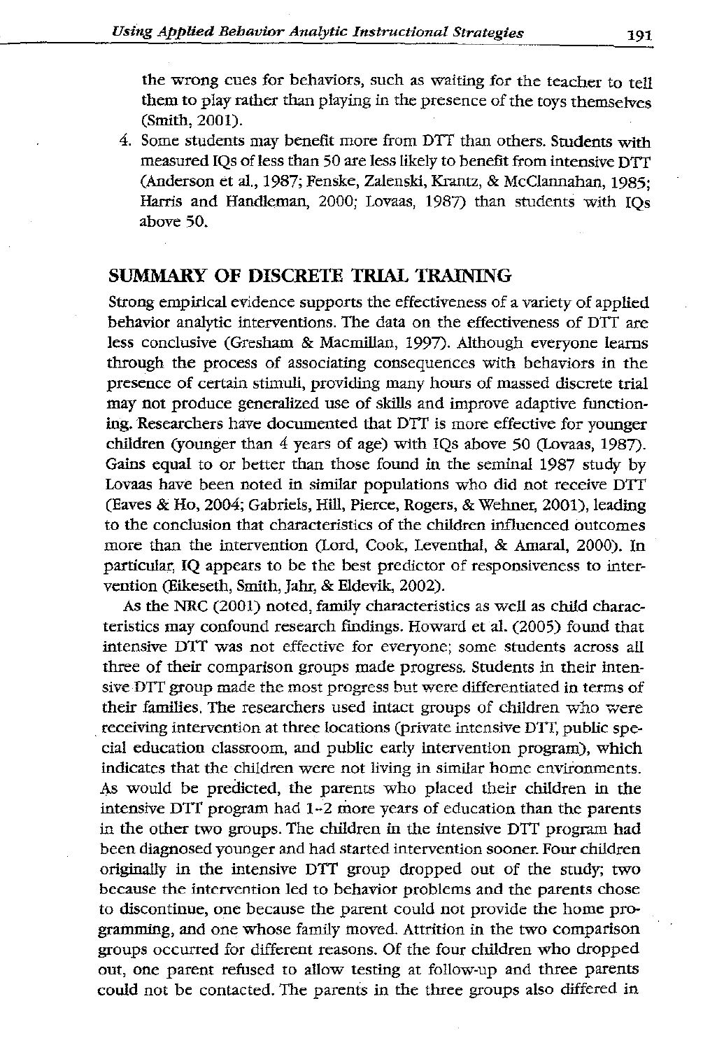the wrong cues for behaviors, such as waiting for the teacher to tell them to play rather than playing in the presence of the toys themselves (Smith, 2001).

4. Some students may benefit more from DTT than others. Students with measured IQs of less than 50 are less likely to benefit from intensive DTT (Anderson et al., 1987; Fenske, Zalenski, Krantz, & McClannahan, 1985; Harris and Handleman, 2000; Lovaas, 1987) than students with IQs above 50.

## SUMMARY OF DISCRETE TRIAL TRAINING

Strong empirical evidence supports the effectiveness of a variety of applied behavior analytic interventions. The data on the effectiveness of DTT are less conclusive (Gresham & Macmillan, 1997). Although everyone learns through the process of associating consequences with behaviors in the presence of certain stimuli, providing many hours of massed discrete trial may not produce generalized use of skills and improve adaptive functioning. Researchers have documented that DTT is more effective for younger children (younger than 4 years of age) with IQs above 50 (Lovaas, 1987). Gains equal to or better than those found in the seminal 1987 study by Lovaas have been noted in similar populations who did not receive DTT (Eaves & Ho, 2004; Gabriels, Hill, Pierce, Rogers, & Wehner, 2001), leading to the conclusion that characteristics of the children influenced outcomes more than the intervention (Lord, Cook, Leventhal, & Amaral, 2000). In particular, IQ appears to be the best predictor of responsiveness to intervention (Eikeseth, Smith, Jahr, & Eldevik, 2002).

As the NRC (2001) noted, family characteristics as well as child characteristics may confound research findings. Howard et al. (2005) found that intensive DTT was not effective for everyone; some students across all three of their comparison groups made progress. Students in their intensive DTT group made the most progress but were differentiated in terms of their families. The researchers used intact groups of children who were receiving intervention at three locations (private intensive DTT, public special education classroom, and public early intervention program), which indicates that the children were not living in similar home environments. As would be predicted, the parents who placed their children in the intensive DTT program had 1–2 more years of education than the parents in the other two groups. The children in the intensive DTT program had been diagnosed younger and had started intervention sooner. Four children originally in the intensive DTT group dropped out of the study; two because the intervention led to behavior problems and the parents chose to discontinue, one because the parent could not provide the home programming, and one whose family moved. Attrition in the two comparison groups occurred for different reasons. Of the four children who dropped out, one parent refused to allow testing at follow-up and three parents could not be contacted. The parents in the three groups also differed in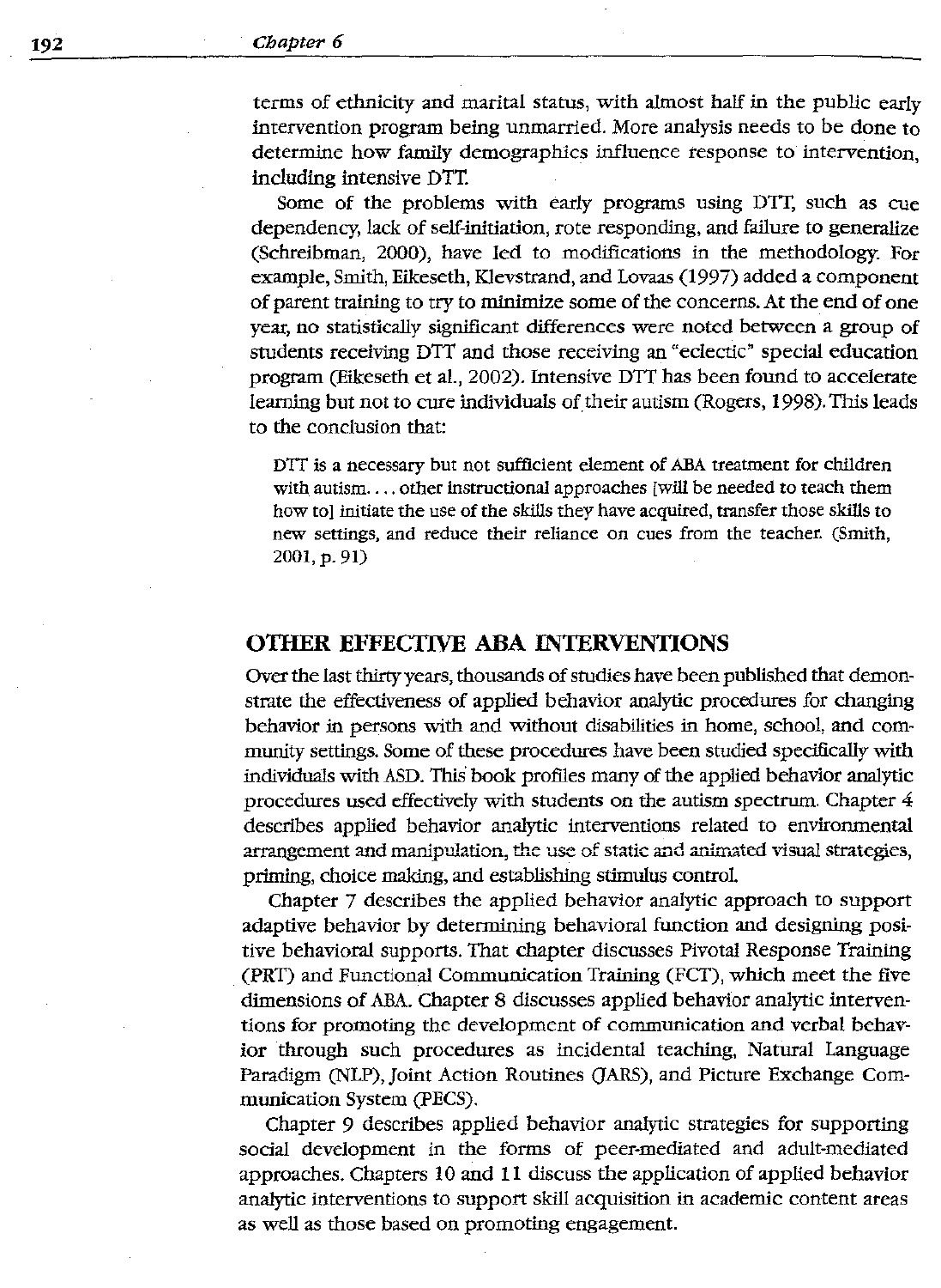terms of ethnicity and marital status, with almost half in the public early intervention program being unmarried. More analysis needs to be done to determine how family demographics influence response to intervention, including intensive DTT.

Some of the problems with early programs using DTT, such as cue dependency, lack of self-initiation, rote responding, and failure to generalize (Schreibman, 2000), have led to modifications in the methodology. For example, Smith, Eikeseth, Klevstrand, and Lovaas (1997) added a component of parent training to try to minimize some of the concerns. At the end of one year, no statistically significant differences were noted between a group of students receiving DTT and those receiving an "eclectic" special education program (Eikeseth et al., 2002). Intensive DTT has been found to accelerate learning but not to cure individuals of their autism (Rogers, 1998). This leads to the conclusion that:

> DTT is a necessary but not sufficient element of ABA treatment for children with autism. . . . other instructional approaches [will be needed to teach them how to] initiate the use of the skills they have acquired, transfer those skills to new settings, and reduce their reliance on cues from the teacher. (Smith, 2001, p. 91)

## OTHER EFFECTIVE ABA INTERVENTIONS

Over the last thirty years, thousands of studies have been published that demonstrate the effectiveness of applied behavior analytic procedures for changing behavior in persons with and without disabilities in home, school, and community settings. Some of these procedures have been studied specifically with individuals with ASD. This book profiles many of the applied behavior analytic procedures used effectively with students on the autism spectrum. Chapter 4 describes applied behavior analytic interventions related to environmental arrangement and manipulation, the use of static and animated visual strategies, priming, choice making, and establishing stimulus control.

Chapter 7 describes the applied behavior analytic approach to support adaptive behavior by determining behavioral function and designing positive behavioral supports. That chapter discusses Pivotal Response Training (PRT) and Functional Communication Training (FCT), which meet the five dimensions of ABA. Chapter 8 discusses applied behavior analytic interventions for promoting the development of communication and verbal behavior through such procedures as incidental teaching, Natural Language Paradigm (NLP), Joint Action Routines (JARS), and Picture Exchange Communication System (PECS).

Chapter 9 describes applied behavior analytic strategies for supporting social development in the forms of peer-mediated and adult-mediated approaches. Chapters 10 and 11 discuss the application of applied behavior analytic interventions to support skill acquisition in academic content areas as well as those based on promoting engagement.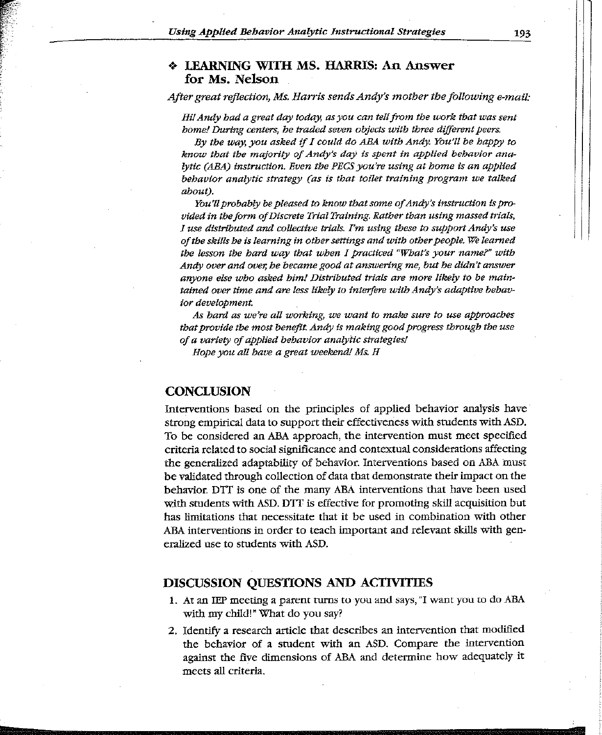## ❖ LEARNING WITH MS. HARRIS: An Answer for Ms. Nelson

*After great reflection, Ms. Harris sends Andy's mother the following e-mail:*

*Hi! Andy had a great day today, as you can tell from the work that was sent home! During centers, he traded seven objects with three different peers.*

*By the way, you asked if I could do ABA with Andy. You'll be happy to know that the majority of Andy's day is spent in applied behavior analytic (ABA) instruction. Even the PECS you're using at home is an applied behavior analytic strategy (as is that toilet training program we talked about).*

*You'll probably be pleased to know that some of Andy's instruction is provided in the form of Discrete Trial Training. Rather than using massed trials, I use distributed and collective trials. I'm using these to support Andy's use of the skills he is learning in other settings and with other people. We learned the lesson the hard way that when I practiced "What's your name?" with Andy over and over, he became good at answering me, but he didn't answer anyone else who asked him! Distributed trials are more likely to be maintained over time and are less likely to interfere with Andy's adaptive behavior development.*

*As hard as we're all working, we want to make sure to use approaches that provide the most benefit. Andy is making good progress through the use of a variety of applied behavior analytic strategies!*

*Hope you all have a great weekend! Ms. H*

## CONCLUSION

Interventions based on the principles of applied behavior analysis have strong empirical data to support their effectiveness with students with ASD. To be considered an ABA approach, the intervention must meet specified criteria related to social significance and contextual considerations affecting the generalized adaptability of behavior. Interventions based on ABA must be validated through collection of data that demonstrate their impact on the behavior. DTT is one of the many ABA interventions that have been used with students with ASD. DTT is effective for promoting skill acquisition but has limitations that necessitate that it be used in combination with other ABA interventions in order to teach important and relevant skills with generalized use to students with ASD.

## DISCUSSION QUESTIONS AND ACTIVITIES

1. At an IEP meeting a parent turns to you and says, "I want you to do ABA with my child!" What do you say?
2. Identify a research article that describes an intervention that modified the behavior of a student with an ASD. Compare the intervention against the five dimensions of ABA and determine how adequately it meets all criteria.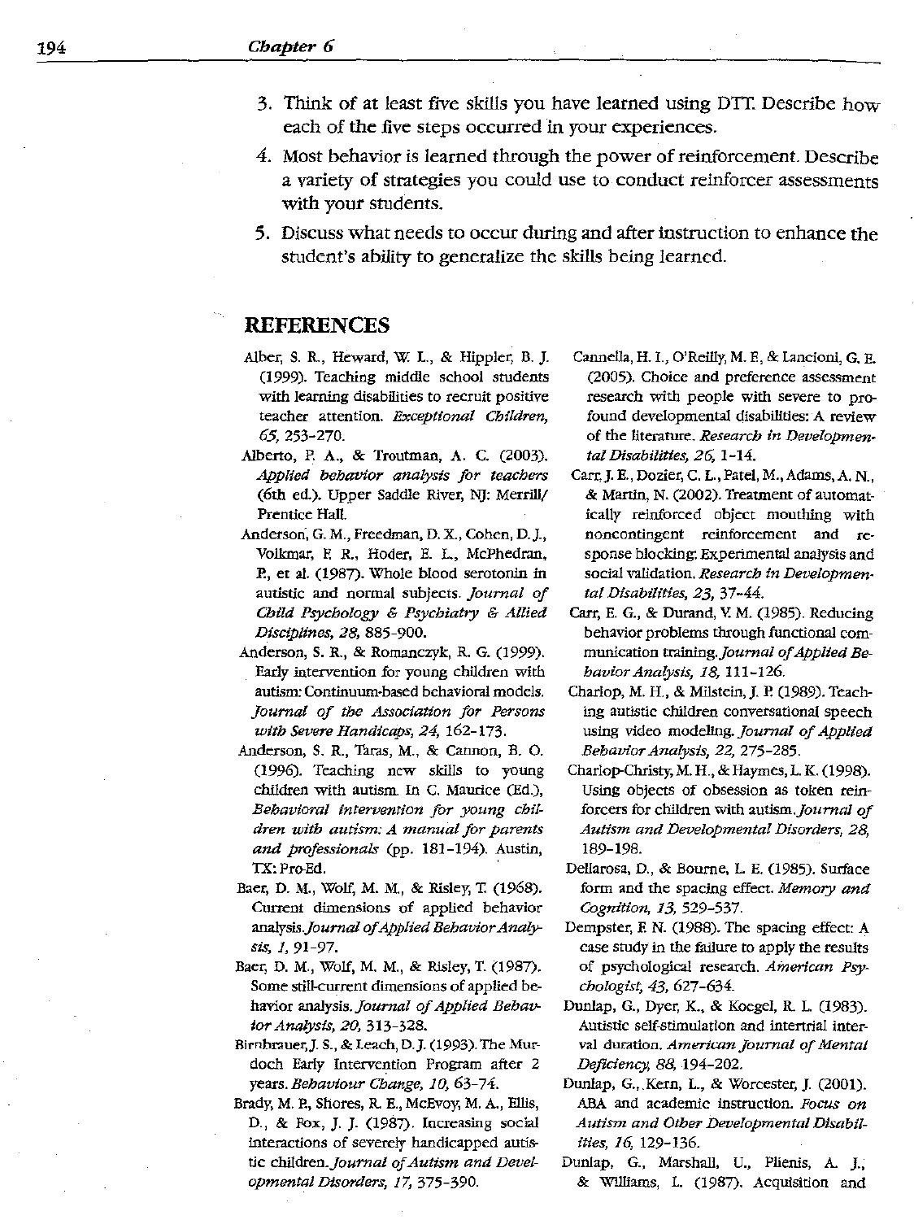3. Think of at least five skills you have learned using DTT. Describe how each of the five steps occurred in your experiences.
4. Most behavior is learned through the power of reinforcement. Describe a variety of strategies you could use to conduct reinforcer assessments with your students.
5. Discuss what needs to occur during and after instruction to enhance the student's ability to generalize the skills being learned.

## REFERENCES

Alber, S. R., Heward, W. L., & Hippler, B. J. (1999). Teaching middle school students with learning disabilities to recruit positive teacher attention. *Exceptional Children, 65,* 253–270.

Alberto, P. A., & Troutman, A. C. (2003). *Applied behavior analysis for teachers* (6th ed.). Upper Saddle River, NJ: Merrill/Prentice Hall.

Anderson, G. M., Freedman, D. X., Cohen, D. J., Volkmar, F. R., Hoder, E. L., McPhedran, P., et al. (1987). Whole blood serotonin in autistic and normal subjects. *Journal of Child Psychology & Psychiatry & Allied Disciplines, 28,* 885–900.

Anderson, S. R., & Romanczyk, R. G. (1999). Early intervention for young children with autism: Continuum-based behavioral models. *Journal of the Association for Persons with Severe Handicaps, 24,* 162–173.

Anderson, S. R., Taras, M., & Cannon, B. O. (1996). Teaching new skills to young children with autism. In C. Maurice (Ed.), *Behavioral intervention for young children with autism: A manual for parents and professionals* (pp. 181–194). Austin, TX: Pro-Ed.

Baer, D. M., Wolf, M. M., & Risley, T. (1968). Current dimensions of applied behavior analysis. *Journal of Applied Behavior Analysis, 1,* 91–97.

Baer, D. M., Wolf, M. M., & Risley, T. (1987). Some still-current dimensions of applied behavior analysis. *Journal of Applied Behavior Analysis, 20,* 313–328.

Birnbrauer, J. S., & Leach, D. J. (1993). The Murdoch Early Intervention Program after 2 years. *Behaviour Change, 10,* 63–74.

Brady, M. P., Shores, R. E., McEvoy, M. A., Ellis, D., & Fox, J. J. (1987). Increasing social interactions of severely handicapped autistic children. *Journal of Autism and Developmental Disorders, 17,* 375–390.

Cannella, H. I., O'Reilly, M. F., & Lancioni, G. E. (2005). Choice and preference assessment research with people with severe to profound developmental disabilities: A review of the literature. *Research in Developmental Disabilities, 26,* 1–14.

Carr, J. E., Dozier, C. L., Patel, M., Adams, A. N., & Martin, N. (2002). Treatment of automatically reinforced object mouthing with noncontingent reinforcement and response blocking: Experimental analysis and social validation. *Research in Developmental Disabilities, 23,* 37–44.

Carr, E. G., & Durand, V. M. (1985). Reducing behavior problems through functional communication training. *Journal of Applied Behavior Analysis, 18,* 111–126.

Charlop, M. H., & Milstein, J. P. (1989). Teaching autistic children conversational speech using video modeling. *Journal of Applied Behavior Analysis, 22,* 275–285.

Charlop-Christy, M. H., & Haymes, L. K. (1998). Using objects of obsession as token reinforcers for children with autism. *Journal of Autism and Developmental Disorders, 28,* 189–198.

Dellarosa, D., & Bourne, L. E. (1985). Surface form and the spacing effect. *Memory and Cognition, 13,* 529–537.

Dempster, F. N. (1988). The spacing effect: A case study in the failure to apply the results of psychological research. *American Psychologist, 43,* 627–634.

Dunlap, G., Dyer, K., & Koegel, R. L. (1983). Autistic self-stimulation and intertrial interval duration. *American Journal of Mental Deficiency, 88,* 194–202.

Dunlap, G., Kern, L., & Worcester, J. (2001). ABA and academic instruction. *Focus on Autism and Other Developmental Disabilities, 16,* 129–136.

Dunlap, G., Marshall, U., Plienis, A. J., & Williams, L. (1987). Acquisition and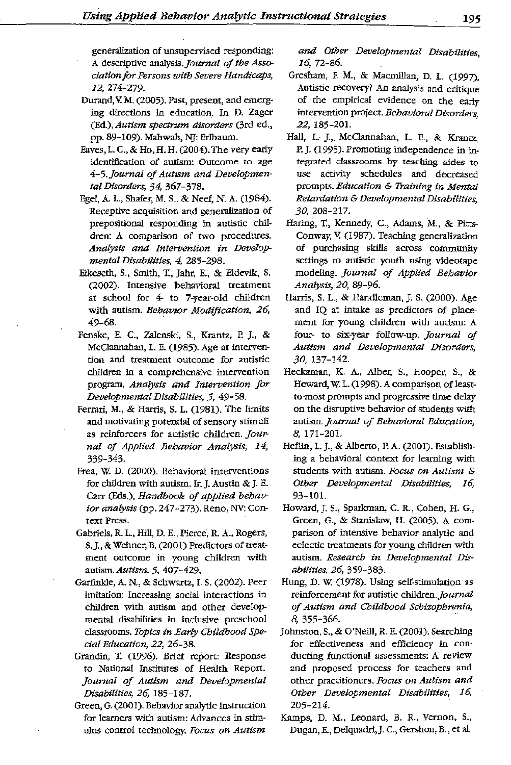generalization of unsupervised responding: A descriptive analysis. *Journal of the Association for Persons with Severe Handicaps, 12,* 274–279.

Durand, V. M. (2005). Past, present, and emerging directions in education. In D. Zager (Ed.), *Autism spectrum disorders* (3rd ed., pp. 89–109). Mahwah, NJ: Erlbaum.

Eaves, L. C., & Ho, H. H. (2004). The very early identification of autism: Outcome to age 4–5. *Journal of Autism and Developmental Disorders, 34,* 367–378.

Egel, A. L., Shafer, M. S., & Neef, N. A. (1984). Receptive acquisition and generalization of prepositional responding in autistic children: A comparison of two procedures. *Analysis and Intervention in Developmental Disabilities, 4,* 285–298.

Eikeseth, S., Smith, T., Jahr, E., & Eldevik, S. (2002). Intensive behavioral treatment at school for 4- to 7-year-old children with autism. *Behavior Modification, 26,* 49–68.

Fenske, E. C., Zalenski, S., Krantz, P. J., & McClannahan, L. E. (1985). Age at intervention and treatment outcome for autistic children in a comprehensive intervention program. *Analysis and Intervention for Developmental Disabilities, 5,* 49–58.

Ferrari, M., & Harris, S. L. (1981). The limits and motivating potential of sensory stimuli as reinforcers for autistic children. *Journal of Applied Behavior Analysis, 14,* 339–343.

Frea, W. D. (2000). Behavioral interventions for children with autism. In J. Austin & J. E. Carr (Eds.), *Handbook of applied behavior analysis* (pp. 247–273). Reno, NV: Context Press.

Gabriels, R. L., Hill, D. E., Pierce, R. A., Rogers, S. J., & Wehner, B. (2001) Predictors of treatment outcome in young children with autism. *Autism, 5,* 407–429.

Garfinkle, A. N., & Schwartz, I. S. (2002). Peer imitation: Increasing social interactions in children with autism and other developmental disabilities in inclusive preschool classrooms. *Topics in Early Childhood Special Education, 22,* 26–38.

Grandin, T. (1996). Brief report: Response to National Institutes of Health Report. *Journal of Autism and Developmental Disabilities, 26,* 185–187.

Green, G. (2001). Behavior analytic instruction for learners with autism: Advances in stimulus control technology. *Focus on Autism and Other Developmental Disabilities, 16,* 72–86.

Gresham, F. M., & Macmillan, D. L. (1997). Autistic recovery? An analysis and critique of the empirical evidence on the early intervention project. *Behavioral Disorders, 22,* 185–201.

Hall, L. J., McClannahan, L. E., & Krantz, P. J. (1995). Promoting independence in integrated classrooms by teaching aides to use activity schedules and decreased prompts. *Education & Training in Mental Retardation & Developmental Disabilities, 30,* 208–217.

Haring, T., Kennedy, C., Adams, M., & Pitts-Conway, V. (1987). Teaching generalization of purchasing skills across community settings to autistic youth using videotape modeling. *Journal of Applied Behavior Analysis, 20,* 89–96.

Harris, S. L., & Handleman, J. S. (2000). Age and IQ at intake as predictors of placement for young children with autism: A four- to six-year follow-up. *Journal of Autism and Developmental Disorders, 30,* 137–142.

Heckaman, K. A., Alber, S., Hooper, S., & Heward, W. L. (1998). A comparison of least-to-most prompts and progressive time delay on the disruptive behavior of students with autism. *Journal of Behavioral Education, 8,* 171–201.

Heflin, L. J., & Alberto, P. A. (2001). Establishing a behavioral context for learning with students with autism. *Focus on Autism & Other Developmental Disabilities, 16,* 93–101.

Howard, J. S., Sparkman, C. R., Cohen, H. G., Green, G., & Stanislaw, H. (2005). A comparison of intensive behavior analytic and eclectic treatments for young children with autism. *Research in Developmental Disabilities, 26,* 359–383.

Hung, D. W. (1978). Using self-stimulation as reinforcement for autistic children. *Journal of Autism and Childhood Schizophrenia, 8,* 355–366.

Johnston, S., & O'Neill, R. E. (2001). Searching for effectiveness and efficiency in conducting functional assessments: A review and proposed process for teachers and other practitioners. *Focus on Autism and Other Developmental Disabilities, 16,* 205–214.

Kamps, D. M., Leonard, B. R., Vernon, S., Dugan, E., Delquadri, J. C., Gershon, B., et al.